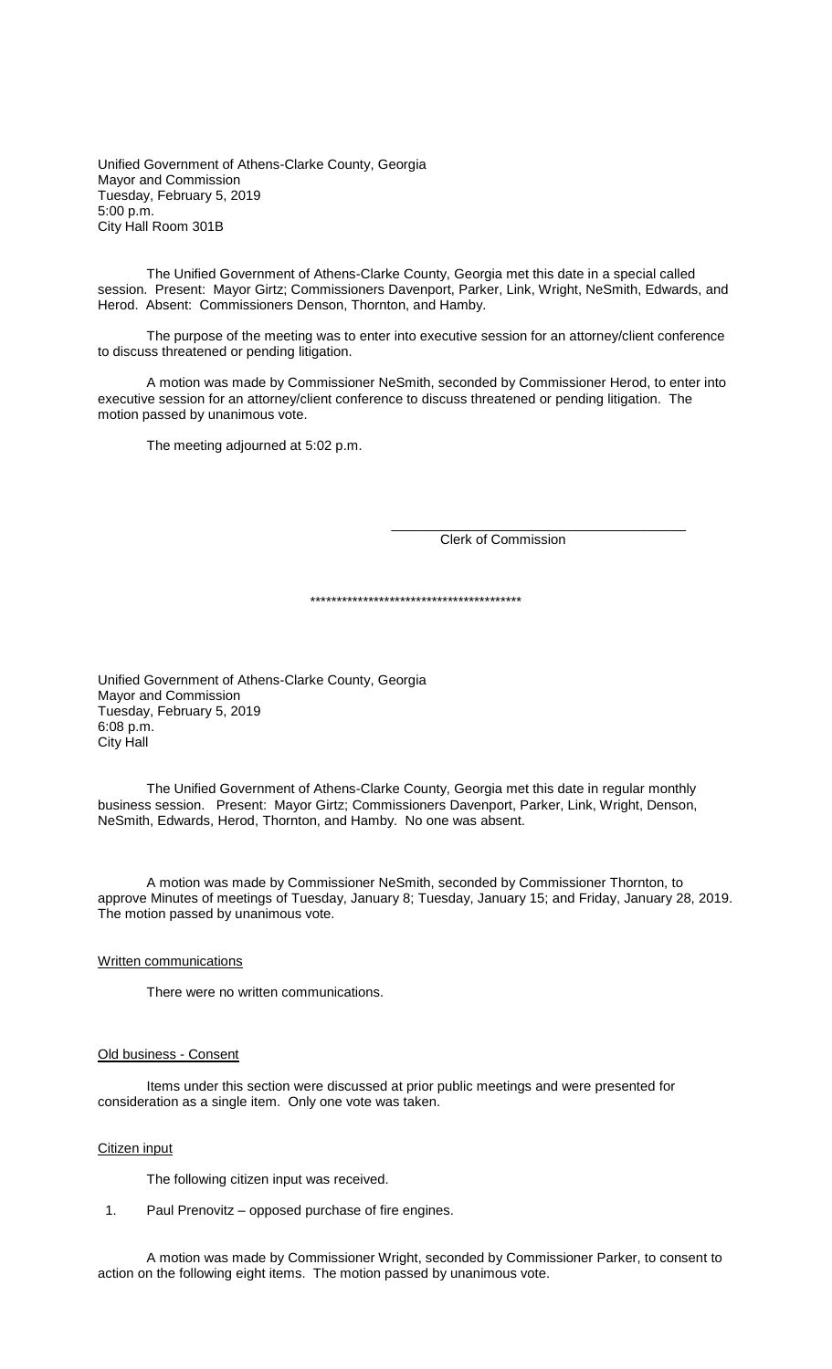Unified Government of Athens-Clarke County, Georgia
Mayor and Commission
Tuesday, February 5, 2019
5:00 p.m.
City Hall Room 301B

The Unified Government of Athens-Clarke County, Georgia met this date in a special called session. Present: Mayor Girtz; Commissioners Davenport, Parker, Link, Wright, NeSmith, Edwards, and Herod. Absent: Commissioners Denson, Thornton, and Hamby.

The purpose of the meeting was to enter into executive session for an attorney/client conference to discuss threatened or pending litigation.

A motion was made by Commissioner NeSmith, seconded by Commissioner Herod, to enter into executive session for an attorney/client conference to discuss threatened or pending litigation. The motion passed by unanimous vote.

The meeting adjourned at 5:02 p.m.

\_\_\_\_\_\_\_\_\_\_\_\_\_\_\_\_\_\_\_\_\_\_\_\_\_\_\_\_\_\_\_\_\_\_\_\_\_\_\_\_
Clerk of Commission

\*\*\*\*\*\*\*\*\*\*\*\*\*\*\*\*\*\*\*\*\*\*\*\*\*\*\*\*\*\*\*\*\*\*\*\*\*\*\*\*

Unified Government of Athens-Clarke County, Georgia
Mayor and Commission
Tuesday, February 5, 2019
6:08 p.m.
City Hall

The Unified Government of Athens-Clarke County, Georgia met this date in regular monthly business session. Present: Mayor Girtz; Commissioners Davenport, Parker, Link, Wright, Denson, NeSmith, Edwards, Herod, Thornton, and Hamby. No one was absent.

A motion was made by Commissioner NeSmith, seconded by Commissioner Thornton, to approve Minutes of meetings of Tuesday, January 8; Tuesday, January 15; and Friday, January 28, 2019. The motion passed by unanimous vote.

Written communications

There were no written communications.

Old business - Consent

Items under this section were discussed at prior public meetings and were presented for consideration as a single item. Only one vote was taken.

Citizen input

The following citizen input was received.

1. Paul Prenovitz – opposed purchase of fire engines.

A motion was made by Commissioner Wright, seconded by Commissioner Parker, to consent to action on the following eight items. The motion passed by unanimous vote.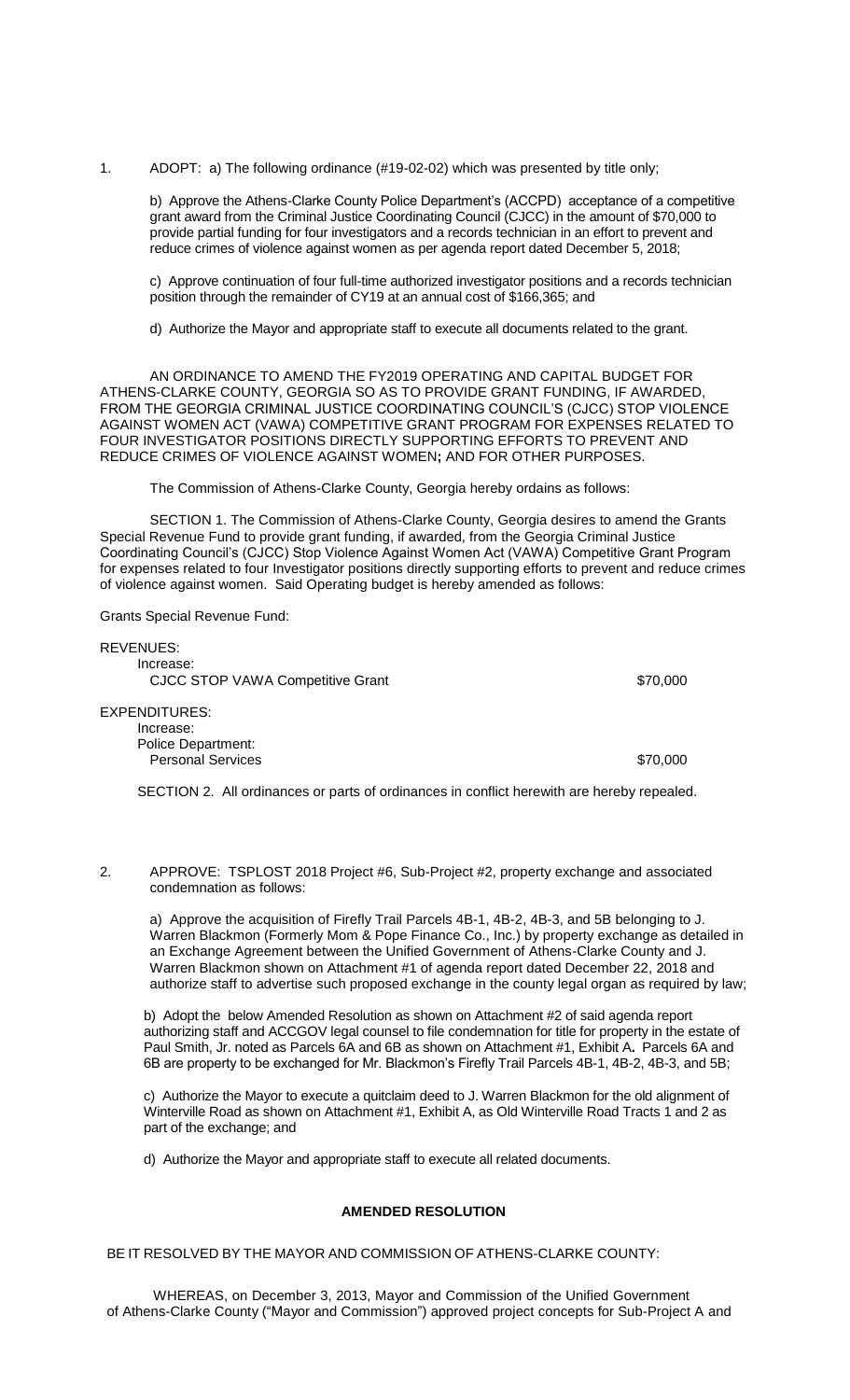1. ADOPT: a) The following ordinance (#19-02-02) which was presented by title only;

   b) Approve the Athens-Clarke County Police Department's (ACCPD) acceptance of a competitive grant award from the Criminal Justice Coordinating Council (CJCC) in the amount of $70,000 to provide partial funding for four investigators and a records technician in an effort to prevent and reduce crimes of violence against women as per agenda report dated December 5, 2018;

   c) Approve continuation of four full-time authorized investigator positions and a records technician position through the remainder of CY19 at an annual cost of $166,365; and

   d) Authorize the Mayor and appropriate staff to execute all documents related to the grant.

AN ORDINANCE TO AMEND THE FY2019 OPERATING AND CAPITAL BUDGET FOR ATHENS-CLARKE COUNTY, GEORGIA SO AS TO PROVIDE GRANT FUNDING, IF AWARDED, FROM THE GEORGIA CRIMINAL JUSTICE COORDINATING COUNCIL'S (CJCC) STOP VIOLENCE AGAINST WOMEN ACT (VAWA) COMPETITIVE GRANT PROGRAM FOR EXPENSES RELATED TO FOUR INVESTIGATOR POSITIONS DIRECTLY SUPPORTING EFFORTS TO PREVENT AND REDUCE CRIMES OF VIOLENCE AGAINST WOMEN**;** AND FOR OTHER PURPOSES.

The Commission of Athens-Clarke County, Georgia hereby ordains as follows:

SECTION 1. The Commission of Athens-Clarke County, Georgia desires to amend the Grants Special Revenue Fund to provide grant funding, if awarded, from the Georgia Criminal Justice Coordinating Council's (CJCC) Stop Violence Against Women Act (VAWA) Competitive Grant Program for expenses related to four Investigator positions directly supporting efforts to prevent and reduce crimes of violence against women. Said Operating budget is hereby amended as follows:

Grants Special Revenue Fund:

REVENUES:
Increase:
CJCC STOP VAWA Competitive Grant — $70,000

EXPENDITURES:
Increase:
Police Department:
Personal Services — $70,000

SECTION 2. All ordinances or parts of ordinances in conflict herewith are hereby repealed.

2. APPROVE: TSPLOST 2018 Project #6, Sub-Project #2, property exchange and associated condemnation as follows:

   a) Approve the acquisition of Firefly Trail Parcels 4B-1, 4B-2, 4B-3, and 5B belonging to J. Warren Blackmon (Formerly Mom & Pope Finance Co., Inc.) by property exchange as detailed in an Exchange Agreement between the Unified Government of Athens-Clarke County and J. Warren Blackmon shown on Attachment #1 of agenda report dated December 22, 2018 and authorize staff to advertise such proposed exchange in the county legal organ as required by law;

   b) Adopt the below Amended Resolution as shown on Attachment #2 of said agenda report authorizing staff and ACCGOV legal counsel to file condemnation for title for property in the estate of Paul Smith, Jr. noted as Parcels 6A and 6B as shown on Attachment #1, Exhibit A**.** Parcels 6A and 6B are property to be exchanged for Mr. Blackmon's Firefly Trail Parcels 4B-1, 4B-2, 4B-3, and 5B;

   c) Authorize the Mayor to execute a quitclaim deed to J. Warren Blackmon for the old alignment of Winterville Road as shown on Attachment #1, Exhibit A, as Old Winterville Road Tracts 1 and 2 as part of the exchange; and

   d) Authorize the Mayor and appropriate staff to execute all related documents.

**AMENDED RESOLUTION**

BE IT RESOLVED BY THE MAYOR AND COMMISSION OF ATHENS-CLARKE COUNTY:

WHEREAS, on December 3, 2013, Mayor and Commission of the Unified Government of Athens-Clarke County ("Mayor and Commission") approved project concepts for Sub-Project A and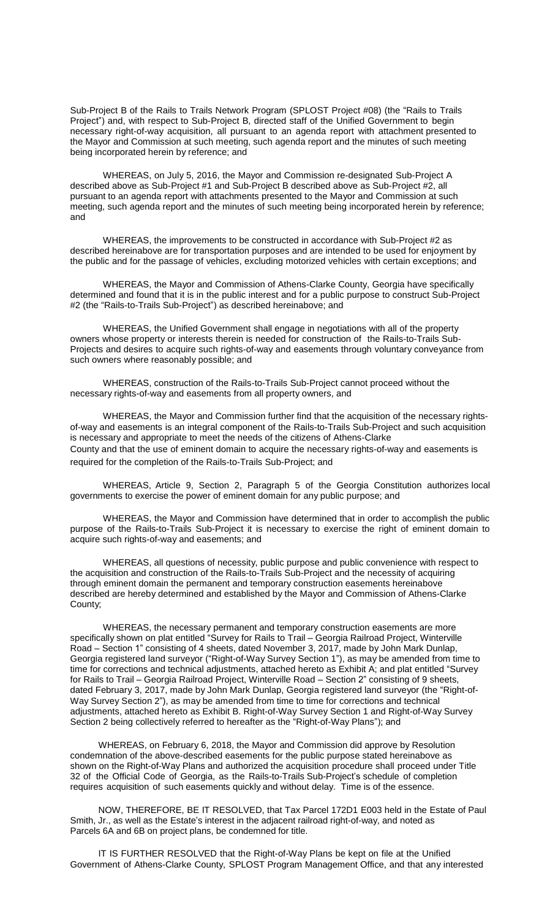Sub-Project B of the Rails to Trails Network Program (SPLOST Project #08) (the "Rails to Trails Project") and, with respect to Sub-Project B, directed staff of the Unified Government to begin necessary right-of-way acquisition, all pursuant to an agenda report with attachment presented to the Mayor and Commission at such meeting, such agenda report and the minutes of such meeting being incorporated herein by reference; and

WHEREAS, on July 5, 2016, the Mayor and Commission re-designated Sub-Project A described above as Sub-Project #1 and Sub-Project B described above as Sub-Project #2, all pursuant to an agenda report with attachments presented to the Mayor and Commission at such meeting, such agenda report and the minutes of such meeting being incorporated herein by reference; and

WHEREAS, the improvements to be constructed in accordance with Sub-Project #2 as described hereinabove are for transportation purposes and are intended to be used for enjoyment by the public and for the passage of vehicles, excluding motorized vehicles with certain exceptions; and

WHEREAS, the Mayor and Commission of Athens-Clarke County, Georgia have specifically determined and found that it is in the public interest and for a public purpose to construct Sub-Project #2 (the "Rails-to-Trails Sub-Project") as described hereinabove; and

WHEREAS, the Unified Government shall engage in negotiations with all of the property owners whose property or interests therein is needed for construction of the Rails-to-Trails Sub-Projects and desires to acquire such rights-of-way and easements through voluntary conveyance from such owners where reasonably possible; and

WHEREAS, construction of the Rails-to-Trails Sub-Project cannot proceed without the necessary rights-of-way and easements from all property owners, and

WHEREAS, the Mayor and Commission further find that the acquisition of the necessary rights-of-way and easements is an integral component of the Rails-to-Trails Sub-Project and such acquisition is necessary and appropriate to meet the needs of the citizens of Athens-Clarke County and that the use of eminent domain to acquire the necessary rights-of-way and easements is required for the completion of the Rails-to-Trails Sub-Project; and

WHEREAS, Article 9, Section 2, Paragraph 5 of the Georgia Constitution authorizes local governments to exercise the power of eminent domain for any public purpose; and

WHEREAS, the Mayor and Commission have determined that in order to accomplish the public purpose of the Rails-to-Trails Sub-Project it is necessary to exercise the right of eminent domain to acquire such rights-of-way and easements; and

WHEREAS, all questions of necessity, public purpose and public convenience with respect to the acquisition and construction of the Rails-to-Trails Sub-Project and the necessity of acquiring through eminent domain the permanent and temporary construction easements hereinabove described are hereby determined and established by the Mayor and Commission of Athens-Clarke County;

WHEREAS, the necessary permanent and temporary construction easements are more specifically shown on plat entitled "Survey for Rails to Trail – Georgia Railroad Project, Winterville Road – Section 1" consisting of 4 sheets, dated November 3, 2017, made by John Mark Dunlap, Georgia registered land surveyor ("Right-of-Way Survey Section 1"), as may be amended from time to time for corrections and technical adjustments, attached hereto as Exhibit A; and plat entitled "Survey for Rails to Trail – Georgia Railroad Project, Winterville Road – Section 2" consisting of 9 sheets, dated February 3, 2017, made by John Mark Dunlap, Georgia registered land surveyor (the "Right-of-Way Survey Section 2"), as may be amended from time to time for corrections and technical adjustments, attached hereto as Exhibit B. Right-of-Way Survey Section 1 and Right-of-Way Survey Section 2 being collectively referred to hereafter as the "Right-of-Way Plans"); and

WHEREAS, on February 6, 2018, the Mayor and Commission did approve by Resolution condemnation of the above-described easements for the public purpose stated hereinabove as shown on the Right-of-Way Plans and authorized the acquisition procedure shall proceed under Title 32 of the Official Code of Georgia, as the Rails-to-Trails Sub-Project's schedule of completion requires acquisition of such easements quickly and without delay. Time is of the essence.

NOW, THEREFORE, BE IT RESOLVED, that Tax Parcel 172D1 E003 held in the Estate of Paul Smith, Jr., as well as the Estate's interest in the adjacent railroad right-of-way, and noted as Parcels 6A and 6B on project plans, be condemned for title.

IT IS FURTHER RESOLVED that the Right-of-Way Plans be kept on file at the Unified Government of Athens-Clarke County, SPLOST Program Management Office, and that any interested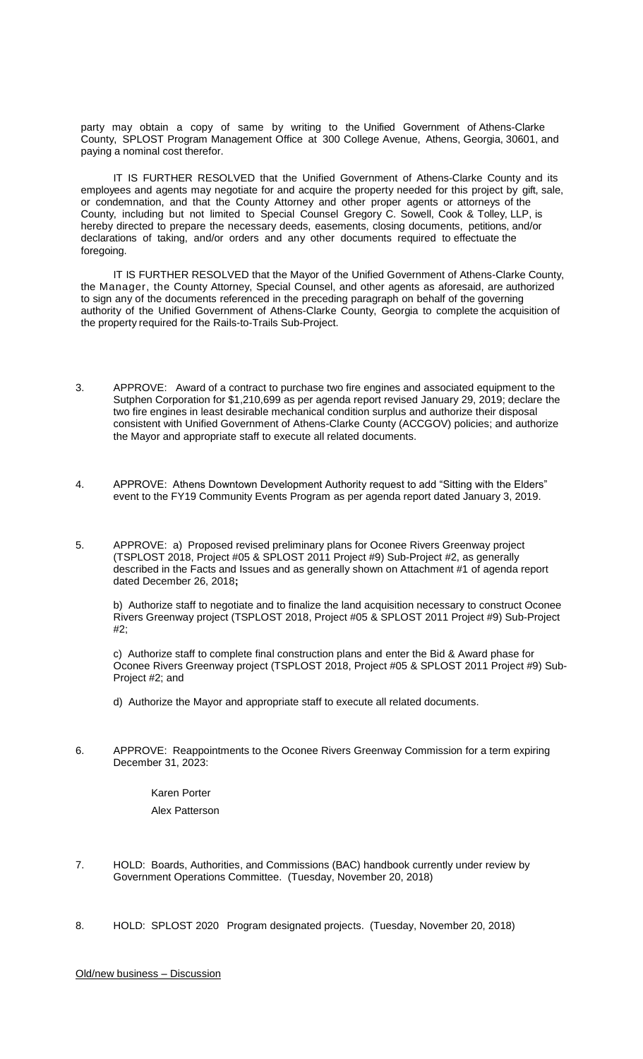party may obtain a copy of same by writing to the Unified Government of Athens-Clarke County, SPLOST Program Management Office at 300 College Avenue, Athens, Georgia, 30601, and paying a nominal cost therefor.

IT IS FURTHER RESOLVED that the Unified Government of Athens-Clarke County and its employees and agents may negotiate for and acquire the property needed for this project by gift, sale, or condemnation, and that the County Attorney and other proper agents or attorneys of the County, including but not limited to Special Counsel Gregory C. Sowell, Cook & Tolley, LLP, is hereby directed to prepare the necessary deeds, easements, closing documents, petitions, and/or declarations of taking, and/or orders and any other documents required to effectuate the foregoing.

IT IS FURTHER RESOLVED that the Mayor of the Unified Government of Athens-Clarke County, the Manager, the County Attorney, Special Counsel, and other agents as aforesaid, are authorized to sign any of the documents referenced in the preceding paragraph on behalf of the governing authority of the Unified Government of Athens-Clarke County, Georgia to complete the acquisition of the property required for the Rails-to-Trails Sub-Project.

3. APPROVE: Award of a contract to purchase two fire engines and associated equipment to the Sutphen Corporation for $1,210,699 as per agenda report revised January 29, 2019; declare the two fire engines in least desirable mechanical condition surplus and authorize their disposal consistent with Unified Government of Athens-Clarke County (ACCGOV) policies; and authorize the Mayor and appropriate staff to execute all related documents.

4. APPROVE: Athens Downtown Development Authority request to add "Sitting with the Elders" event to the FY19 Community Events Program as per agenda report dated January 3, 2019.

5. APPROVE: a) Proposed revised preliminary plans for Oconee Rivers Greenway project (TSPLOST 2018, Project #05 & SPLOST 2011 Project #9) Sub-Project #2, as generally described in the Facts and Issues and as generally shown on Attachment #1 of agenda report dated December 26, 2018**;**

   b) Authorize staff to negotiate and to finalize the land acquisition necessary to construct Oconee Rivers Greenway project (TSPLOST 2018, Project #05 & SPLOST 2011 Project #9) Sub-Project #2;

   c) Authorize staff to complete final construction plans and enter the Bid & Award phase for Oconee Rivers Greenway project (TSPLOST 2018, Project #05 & SPLOST 2011 Project #9) Sub-Project #2; and

   d) Authorize the Mayor and appropriate staff to execute all related documents.

6. APPROVE: Reappointments to the Oconee Rivers Greenway Commission for a term expiring December 31, 2023:

   Karen Porter
   
   Alex Patterson

7. HOLD: Boards, Authorities, and Commissions (BAC) handbook currently under review by Government Operations Committee. (Tuesday, November 20, 2018)

8. HOLD: SPLOST 2020 Program designated projects. (Tuesday, November 20, 2018)

<u>Old/new business – Discussion</u>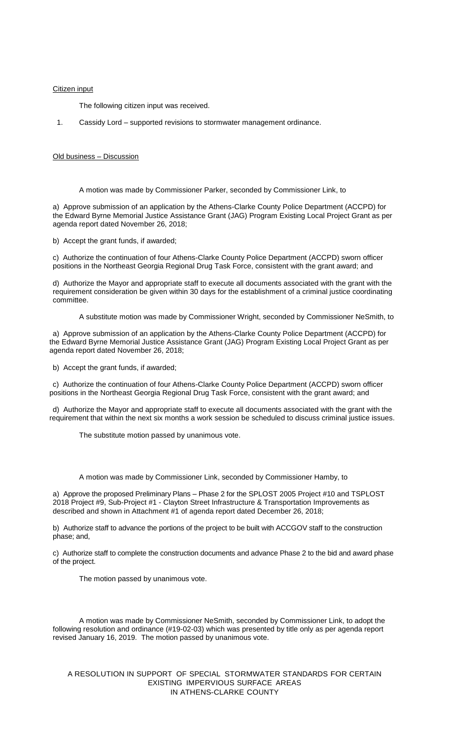Citizen input

The following citizen input was received.

1. Cassidy Lord – supported revisions to stormwater management ordinance.

Old business – Discussion

A motion was made by Commissioner Parker, seconded by Commissioner Link, to

a) Approve submission of an application by the Athens-Clarke County Police Department (ACCPD) for the Edward Byrne Memorial Justice Assistance Grant (JAG) Program Existing Local Project Grant as per agenda report dated November 26, 2018;

b) Accept the grant funds, if awarded;

c) Authorize the continuation of four Athens-Clarke County Police Department (ACCPD) sworn officer positions in the Northeast Georgia Regional Drug Task Force, consistent with the grant award; and

d) Authorize the Mayor and appropriate staff to execute all documents associated with the grant with the requirement consideration be given within 30 days for the establishment of a criminal justice coordinating committee.

A substitute motion was made by Commissioner Wright, seconded by Commissioner NeSmith, to

a) Approve submission of an application by the Athens-Clarke County Police Department (ACCPD) for the Edward Byrne Memorial Justice Assistance Grant (JAG) Program Existing Local Project Grant as per agenda report dated November 26, 2018;

b) Accept the grant funds, if awarded;

c) Authorize the continuation of four Athens-Clarke County Police Department (ACCPD) sworn officer positions in the Northeast Georgia Regional Drug Task Force, consistent with the grant award; and

d) Authorize the Mayor and appropriate staff to execute all documents associated with the grant with the requirement that within the next six months a work session be scheduled to discuss criminal justice issues.

The substitute motion passed by unanimous vote.

A motion was made by Commissioner Link, seconded by Commissioner Hamby, to

a) Approve the proposed Preliminary Plans – Phase 2 for the SPLOST 2005 Project #10 and TSPLOST 2018 Project #9, Sub-Project #1 - Clayton Street Infrastructure & Transportation Improvements as described and shown in Attachment #1 of agenda report dated December 26, 2018;

b) Authorize staff to advance the portions of the project to be built with ACCGOV staff to the construction phase; and,

c) Authorize staff to complete the construction documents and advance Phase 2 to the bid and award phase of the project.

The motion passed by unanimous vote.

A motion was made by Commissioner NeSmith, seconded by Commissioner Link, to adopt the following resolution and ordinance (#19-02-03) which was presented by title only as per agenda report revised January 16, 2019. The motion passed by unanimous vote.

A RESOLUTION IN SUPPORT OF SPECIAL STORMWATER STANDARDS FOR CERTAIN EXISTING IMPERVIOUS SURFACE AREAS IN ATHENS-CLARKE COUNTY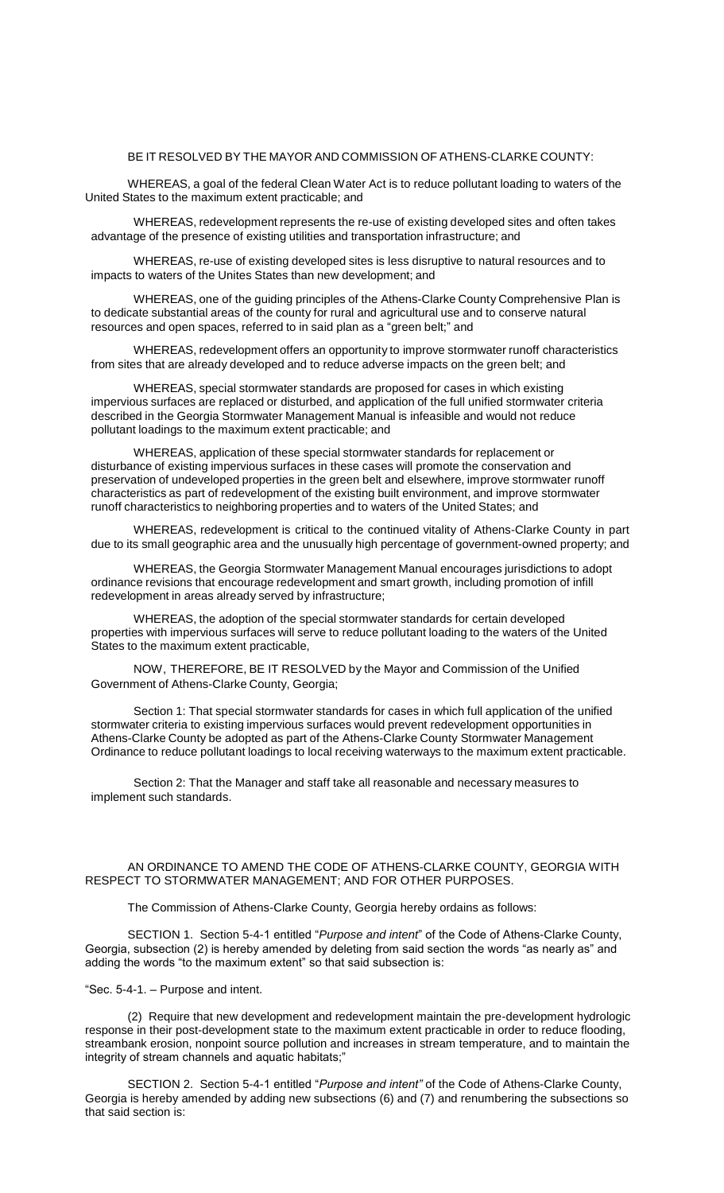BE IT RESOLVED BY THE MAYOR AND COMMISSION OF ATHENS-CLARKE COUNTY:

WHEREAS, a goal of the federal Clean Water Act is to reduce pollutant loading to waters of the United States to the maximum extent practicable; and

WHEREAS, redevelopment represents the re-use of existing developed sites and often takes advantage of the presence of existing utilities and transportation infrastructure; and

WHEREAS, re-use of existing developed sites is less disruptive to natural resources and to impacts to waters of the Unites States than new development; and

WHEREAS, one of the guiding principles of the Athens-Clarke County Comprehensive Plan is to dedicate substantial areas of the county for rural and agricultural use and to conserve natural resources and open spaces, referred to in said plan as a "green belt;" and

WHEREAS, redevelopment offers an opportunity to improve stormwater runoff characteristics from sites that are already developed and to reduce adverse impacts on the green belt; and

WHEREAS, special stormwater standards are proposed for cases in which existing impervious surfaces are replaced or disturbed, and application of the full unified stormwater criteria described in the Georgia Stormwater Management Manual is infeasible and would not reduce pollutant loadings to the maximum extent practicable; and

WHEREAS, application of these special stormwater standards for replacement or disturbance of existing impervious surfaces in these cases will promote the conservation and preservation of undeveloped properties in the green belt and elsewhere, improve stormwater runoff characteristics as part of redevelopment of the existing built environment, and improve stormwater runoff characteristics to neighboring properties and to waters of the United States; and

WHEREAS, redevelopment is critical to the continued vitality of Athens-Clarke County in part due to its small geographic area and the unusually high percentage of government-owned property; and

WHEREAS, the Georgia Stormwater Management Manual encourages jurisdictions to adopt ordinance revisions that encourage redevelopment and smart growth, including promotion of infill redevelopment in areas already served by infrastructure;

WHEREAS, the adoption of the special stormwater standards for certain developed properties with impervious surfaces will serve to reduce pollutant loading to the waters of the United States to the maximum extent practicable,

NOW, THEREFORE, BE IT RESOLVED by the Mayor and Commission of the Unified Government of Athens-Clarke County, Georgia;

Section 1: That special stormwater standards for cases in which full application of the unified stormwater criteria to existing impervious surfaces would prevent redevelopment opportunities in Athens-Clarke County be adopted as part of the Athens-Clarke County Stormwater Management Ordinance to reduce pollutant loadings to local receiving waterways to the maximum extent practicable.

Section 2: That the Manager and staff take all reasonable and necessary measures to implement such standards.

AN ORDINANCE TO AMEND THE CODE OF ATHENS-CLARKE COUNTY, GEORGIA WITH RESPECT TO STORMWATER MANAGEMENT; AND FOR OTHER PURPOSES.

The Commission of Athens-Clarke County, Georgia hereby ordains as follows:

SECTION 1. Section 5-4-1 entitled "*Purpose and intent*" of the Code of Athens-Clarke County, Georgia, subsection (2) is hereby amended by deleting from said section the words "as nearly as" and adding the words "to the maximum extent" so that said subsection is:

"Sec. 5-4-1. – Purpose and intent.

(2) Require that new development and redevelopment maintain the pre-development hydrologic response in their post-development state to the maximum extent practicable in order to reduce flooding, streambank erosion, nonpoint source pollution and increases in stream temperature, and to maintain the integrity of stream channels and aquatic habitats;"

SECTION 2. Section 5-4-1 entitled "*Purpose and intent"* of the Code of Athens-Clarke County, Georgia is hereby amended by adding new subsections (6) and (7) and renumbering the subsections so that said section is: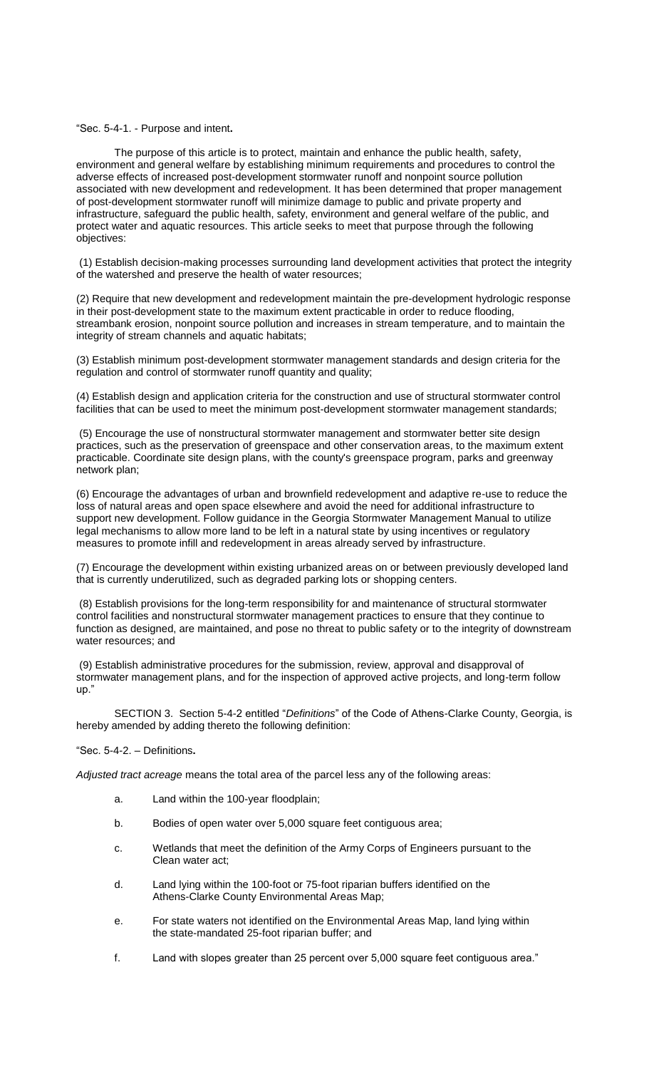"Sec. 5-4-1. - Purpose and intent**.**

The purpose of this article is to protect, maintain and enhance the public health, safety, environment and general welfare by establishing minimum requirements and procedures to control the adverse effects of increased post-development stormwater runoff and nonpoint source pollution associated with new development and redevelopment. It has been determined that proper management of post-development stormwater runoff will minimize damage to public and private property and infrastructure, safeguard the public health, safety, environment and general welfare of the public, and protect water and aquatic resources. This article seeks to meet that purpose through the following objectives:

(1) Establish decision-making processes surrounding land development activities that protect the integrity of the watershed and preserve the health of water resources;

(2) Require that new development and redevelopment maintain the pre-development hydrologic response in their post-development state to the maximum extent practicable in order to reduce flooding, streambank erosion, nonpoint source pollution and increases in stream temperature, and to maintain the integrity of stream channels and aquatic habitats;

(3) Establish minimum post-development stormwater management standards and design criteria for the regulation and control of stormwater runoff quantity and quality;

(4) Establish design and application criteria for the construction and use of structural stormwater control facilities that can be used to meet the minimum post-development stormwater management standards;

(5) Encourage the use of nonstructural stormwater management and stormwater better site design practices, such as the preservation of greenspace and other conservation areas, to the maximum extent practicable. Coordinate site design plans, with the county's greenspace program, parks and greenway network plan;

(6) Encourage the advantages of urban and brownfield redevelopment and adaptive re-use to reduce the loss of natural areas and open space elsewhere and avoid the need for additional infrastructure to support new development. Follow guidance in the Georgia Stormwater Management Manual to utilize legal mechanisms to allow more land to be left in a natural state by using incentives or regulatory measures to promote infill and redevelopment in areas already served by infrastructure.

(7) Encourage the development within existing urbanized areas on or between previously developed land that is currently underutilized, such as degraded parking lots or shopping centers.

(8) Establish provisions for the long-term responsibility for and maintenance of structural stormwater control facilities and nonstructural stormwater management practices to ensure that they continue to function as designed, are maintained, and pose no threat to public safety or to the integrity of downstream water resources; and

(9) Establish administrative procedures for the submission, review, approval and disapproval of stormwater management plans, and for the inspection of approved active projects, and long-term follow up."

SECTION 3. Section 5-4-2 entitled "*Definitions*" of the Code of Athens-Clarke County, Georgia, is hereby amended by adding thereto the following definition:

"Sec. 5-4-2. – Definitions**.**

*Adjusted tract acreage* means the total area of the parcel less any of the following areas:

a. Land within the 100-year floodplain;

b. Bodies of open water over 5,000 square feet contiguous area;

c. Wetlands that meet the definition of the Army Corps of Engineers pursuant to the Clean water act;

d. Land lying within the 100-foot or 75-foot riparian buffers identified on the Athens-Clarke County Environmental Areas Map;

e. For state waters not identified on the Environmental Areas Map, land lying within the state-mandated 25-foot riparian buffer; and

f. Land with slopes greater than 25 percent over 5,000 square feet contiguous area."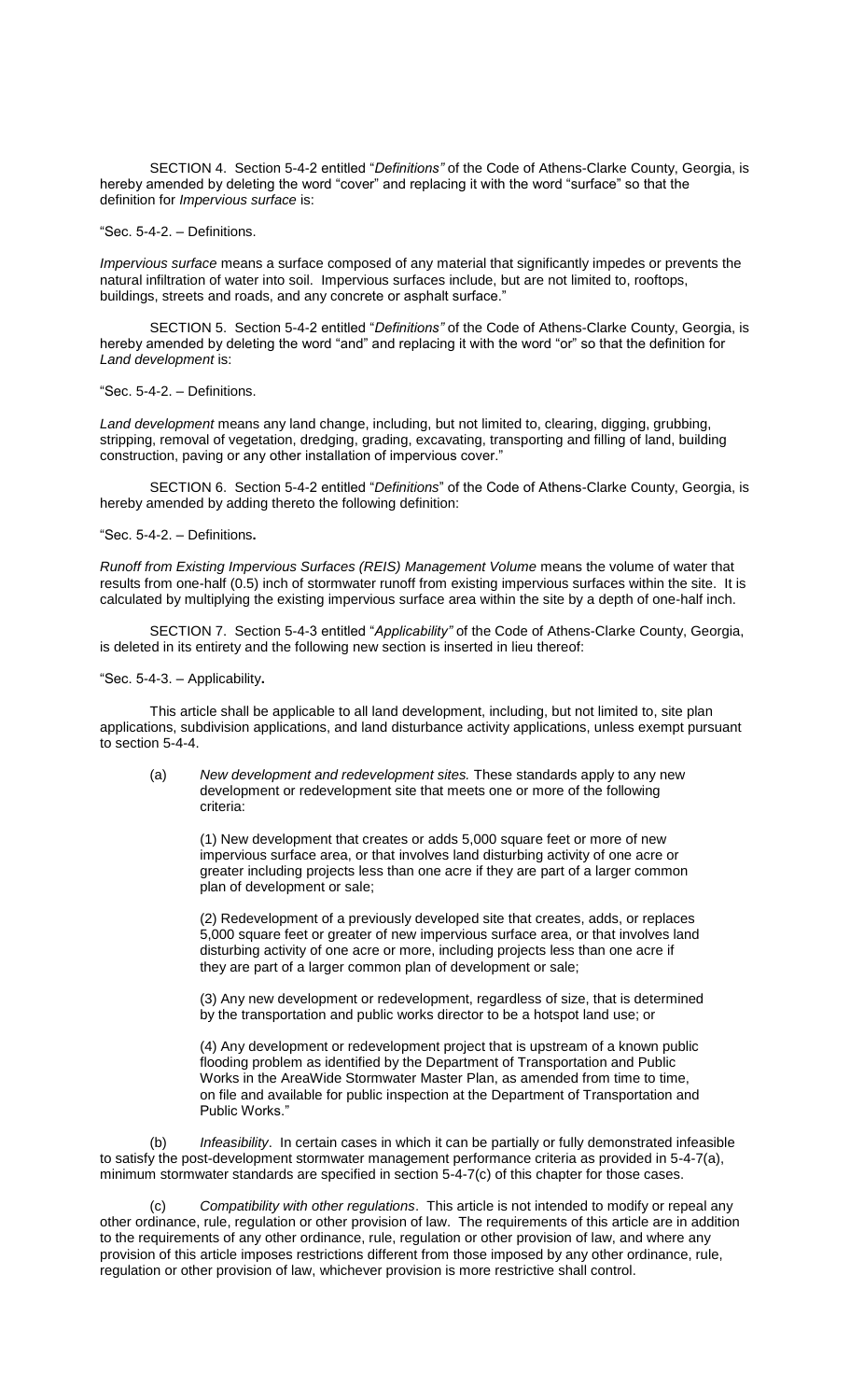SECTION 4. Section 5-4-2 entitled "*Definitions"* of the Code of Athens-Clarke County, Georgia, is hereby amended by deleting the word "cover" and replacing it with the word "surface" so that the definition for *Impervious surface* is:

"Sec. 5-4-2. – Definitions.

*Impervious surface* means a surface composed of any material that significantly impedes or prevents the natural infiltration of water into soil. Impervious surfaces include, but are not limited to, rooftops, buildings, streets and roads, and any concrete or asphalt surface."

SECTION 5. Section 5-4-2 entitled "*Definitions"* of the Code of Athens-Clarke County, Georgia, is hereby amended by deleting the word "and" and replacing it with the word "or" so that the definition for *Land development* is:

"Sec. 5-4-2. – Definitions.

*Land development* means any land change, including, but not limited to, clearing, digging, grubbing, stripping, removal of vegetation, dredging, grading, excavating, transporting and filling of land, building construction, paving or any other installation of impervious cover."

SECTION 6. Section 5-4-2 entitled "*Definitions*" of the Code of Athens-Clarke County, Georgia, is hereby amended by adding thereto the following definition:

"Sec. 5-4-2. – Definitions**.**

*Runoff from Existing Impervious Surfaces (REIS) Management Volume* means the volume of water that results from one-half (0.5) inch of stormwater runoff from existing impervious surfaces within the site. It is calculated by multiplying the existing impervious surface area within the site by a depth of one-half inch.

SECTION 7. Section 5-4-3 entitled "*Applicability"* of the Code of Athens-Clarke County, Georgia, is deleted in its entirety and the following new section is inserted in lieu thereof:

"Sec. 5-4-3. – Applicability**.**

This article shall be applicable to all land development, including, but not limited to, site plan applications, subdivision applications, and land disturbance activity applications, unless exempt pursuant to section 5-4-4.

(a) *New development and redevelopment sites.* These standards apply to any new development or redevelopment site that meets one or more of the following criteria:

(1) New development that creates or adds 5,000 square feet or more of new impervious surface area, or that involves land disturbing activity of one acre or greater including projects less than one acre if they are part of a larger common plan of development or sale;

(2) Redevelopment of a previously developed site that creates, adds, or replaces 5,000 square feet or greater of new impervious surface area, or that involves land disturbing activity of one acre or more, including projects less than one acre if they are part of a larger common plan of development or sale;

(3) Any new development or redevelopment, regardless of size, that is determined by the transportation and public works director to be a hotspot land use; or

(4) Any development or redevelopment project that is upstream of a known public flooding problem as identified by the Department of Transportation and Public Works in the AreaWide Stormwater Master Plan, as amended from time to time, on file and available for public inspection at the Department of Transportation and Public Works."

(b) *Infeasibility*. In certain cases in which it can be partially or fully demonstrated infeasible to satisfy the post-development stormwater management performance criteria as provided in 5-4-7(a), minimum stormwater standards are specified in section 5-4-7(c) of this chapter for those cases.

(c) *Compatibility with other regulations*. This article is not intended to modify or repeal any other ordinance, rule, regulation or other provision of law. The requirements of this article are in addition to the requirements of any other ordinance, rule, regulation or other provision of law, and where any provision of this article imposes restrictions different from those imposed by any other ordinance, rule, regulation or other provision of law, whichever provision is more restrictive shall control.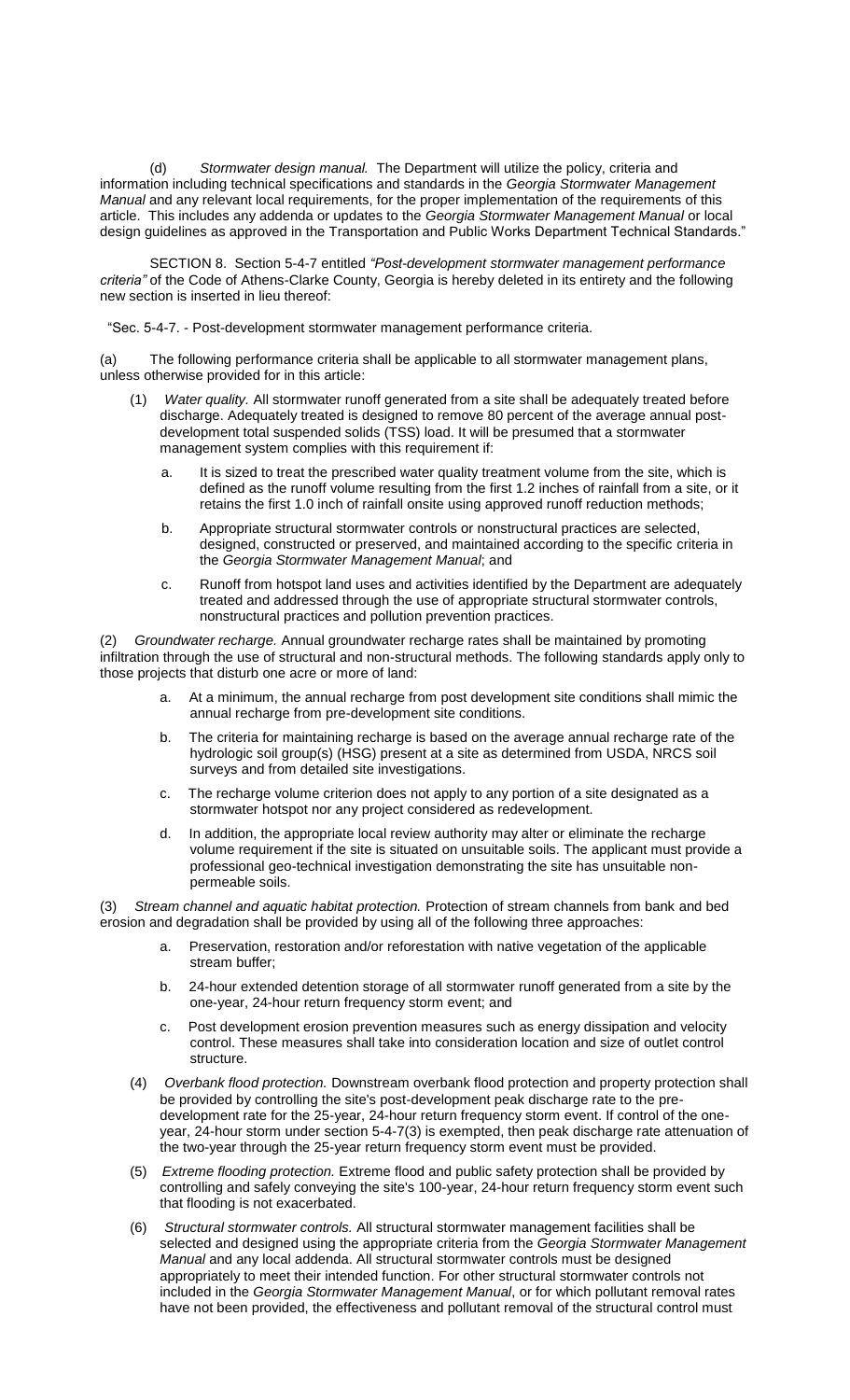(d) *Stormwater design manual.* The Department will utilize the policy, criteria and information including technical specifications and standards in the *Georgia Stormwater Management Manual* and any relevant local requirements, for the proper implementation of the requirements of this article. This includes any addenda or updates to the *Georgia Stormwater Management Manual* or local design guidelines as approved in the Transportation and Public Works Department Technical Standards."

SECTION 8. Section 5-4-7 entitled *"Post-development stormwater management performance criteria"* of the Code of Athens-Clarke County, Georgia is hereby deleted in its entirety and the following new section is inserted in lieu thereof:

"Sec. 5-4-7. - Post-development stormwater management performance criteria.

(a) The following performance criteria shall be applicable to all stormwater management plans, unless otherwise provided for in this article:

(1) *Water quality.* All stormwater runoff generated from a site shall be adequately treated before discharge. Adequately treated is designed to remove 80 percent of the average annual post-development total suspended solids (TSS) load. It will be presumed that a stormwater management system complies with this requirement if:

a. It is sized to treat the prescribed water quality treatment volume from the site, which is defined as the runoff volume resulting from the first 1.2 inches of rainfall from a site, or it retains the first 1.0 inch of rainfall onsite using approved runoff reduction methods;

b. Appropriate structural stormwater controls or nonstructural practices are selected, designed, constructed or preserved, and maintained according to the specific criteria in the *Georgia Stormwater Management Manual*; and

c. Runoff from hotspot land uses and activities identified by the Department are adequately treated and addressed through the use of appropriate structural stormwater controls, nonstructural practices and pollution prevention practices.

(2) *Groundwater recharge.* Annual groundwater recharge rates shall be maintained by promoting infiltration through the use of structural and non-structural methods. The following standards apply only to those projects that disturb one acre or more of land:

a. At a minimum, the annual recharge from post development site conditions shall mimic the annual recharge from pre-development site conditions.

b. The criteria for maintaining recharge is based on the average annual recharge rate of the hydrologic soil group(s) (HSG) present at a site as determined from USDA, NRCS soil surveys and from detailed site investigations.

c. The recharge volume criterion does not apply to any portion of a site designated as a stormwater hotspot nor any project considered as redevelopment.

d. In addition, the appropriate local review authority may alter or eliminate the recharge volume requirement if the site is situated on unsuitable soils. The applicant must provide a professional geo-technical investigation demonstrating the site has unsuitable non-permeable soils.

(3) *Stream channel and aquatic habitat protection.* Protection of stream channels from bank and bed erosion and degradation shall be provided by using all of the following three approaches:

a. Preservation, restoration and/or reforestation with native vegetation of the applicable stream buffer;

b. 24-hour extended detention storage of all stormwater runoff generated from a site by the one-year, 24-hour return frequency storm event; and

c. Post development erosion prevention measures such as energy dissipation and velocity control. These measures shall take into consideration location and size of outlet control structure.

(4) *Overbank flood protection.* Downstream overbank flood protection and property protection shall be provided by controlling the site's post-development peak discharge rate to the pre-development rate for the 25-year, 24-hour return frequency storm event. If control of the one-year, 24-hour storm under section 5-4-7(3) is exempted, then peak discharge rate attenuation of the two-year through the 25-year return frequency storm event must be provided.

(5) *Extreme flooding protection.* Extreme flood and public safety protection shall be provided by controlling and safely conveying the site's 100-year, 24-hour return frequency storm event such that flooding is not exacerbated.

(6) *Structural stormwater controls.* All structural stormwater management facilities shall be selected and designed using the appropriate criteria from the *Georgia Stormwater Management Manual* and any local addenda. All structural stormwater controls must be designed appropriately to meet their intended function. For other structural stormwater controls not included in the *Georgia Stormwater Management Manual*, or for which pollutant removal rates have not been provided, the effectiveness and pollutant removal of the structural control must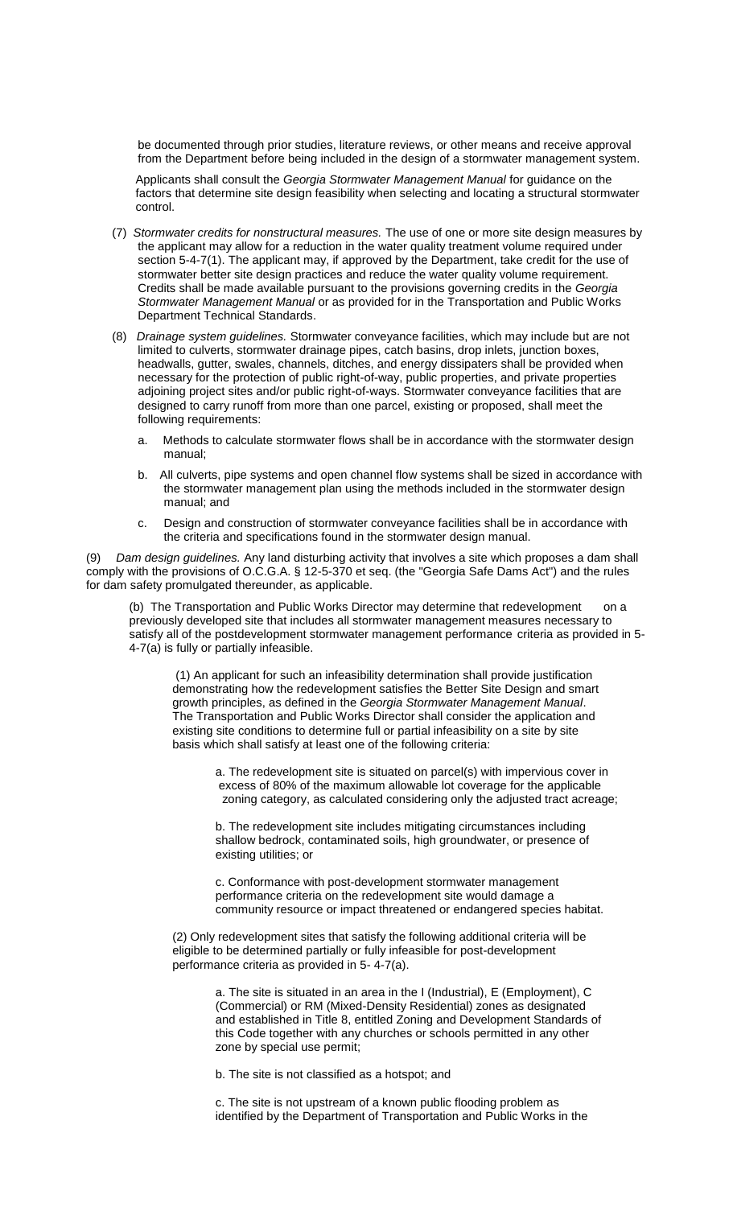be documented through prior studies, literature reviews, or other means and receive approval from the Department before being included in the design of a stormwater management system.

Applicants shall consult the *Georgia Stormwater Management Manual* for guidance on the factors that determine site design feasibility when selecting and locating a structural stormwater control.

(7) *Stormwater credits for nonstructural measures.* The use of one or more site design measures by the applicant may allow for a reduction in the water quality treatment volume required under section 5-4-7(1). The applicant may, if approved by the Department, take credit for the use of stormwater better site design practices and reduce the water quality volume requirement. Credits shall be made available pursuant to the provisions governing credits in the *Georgia Stormwater Management Manual* or as provided for in the Transportation and Public Works Department Technical Standards.

(8) *Drainage system guidelines.* Stormwater conveyance facilities, which may include but are not limited to culverts, stormwater drainage pipes, catch basins, drop inlets, junction boxes, headwalls, gutter, swales, channels, ditches, and energy dissipaters shall be provided when necessary for the protection of public right-of-way, public properties, and private properties adjoining project sites and/or public right-of-ways. Stormwater conveyance facilities that are designed to carry runoff from more than one parcel, existing or proposed, shall meet the following requirements:

a. Methods to calculate stormwater flows shall be in accordance with the stormwater design manual;

b. All culverts, pipe systems and open channel flow systems shall be sized in accordance with the stormwater management plan using the methods included in the stormwater design manual; and

c. Design and construction of stormwater conveyance facilities shall be in accordance with the criteria and specifications found in the stormwater design manual.

(9) *Dam design guidelines.* Any land disturbing activity that involves a site which proposes a dam shall comply with the provisions of O.C.G.A. § 12-5-370 et seq. (the "Georgia Safe Dams Act") and the rules for dam safety promulgated thereunder, as applicable.

(b) The Transportation and Public Works Director may determine that redevelopment on a previously developed site that includes all stormwater management measures necessary to satisfy all of the postdevelopment stormwater management performance criteria as provided in 5-4-7(a) is fully or partially infeasible.

(1) An applicant for such an infeasibility determination shall provide justification demonstrating how the redevelopment satisfies the Better Site Design and smart growth principles, as defined in the *Georgia Stormwater Management Manual*. The Transportation and Public Works Director shall consider the application and existing site conditions to determine full or partial infeasibility on a site by site basis which shall satisfy at least one of the following criteria:

a. The redevelopment site is situated on parcel(s) with impervious cover in excess of 80% of the maximum allowable lot coverage for the applicable zoning category, as calculated considering only the adjusted tract acreage;

b. The redevelopment site includes mitigating circumstances including shallow bedrock, contaminated soils, high groundwater, or presence of existing utilities; or

c. Conformance with post-development stormwater management performance criteria on the redevelopment site would damage a community resource or impact threatened or endangered species habitat.

(2) Only redevelopment sites that satisfy the following additional criteria will be eligible to be determined partially or fully infeasible for post-development performance criteria as provided in 5- 4-7(a).

a. The site is situated in an area in the I (Industrial), E (Employment), C (Commercial) or RM (Mixed-Density Residential) zones as designated and established in Title 8, entitled Zoning and Development Standards of this Code together with any churches or schools permitted in any other zone by special use permit;

b. The site is not classified as a hotspot; and

c. The site is not upstream of a known public flooding problem as identified by the Department of Transportation and Public Works in the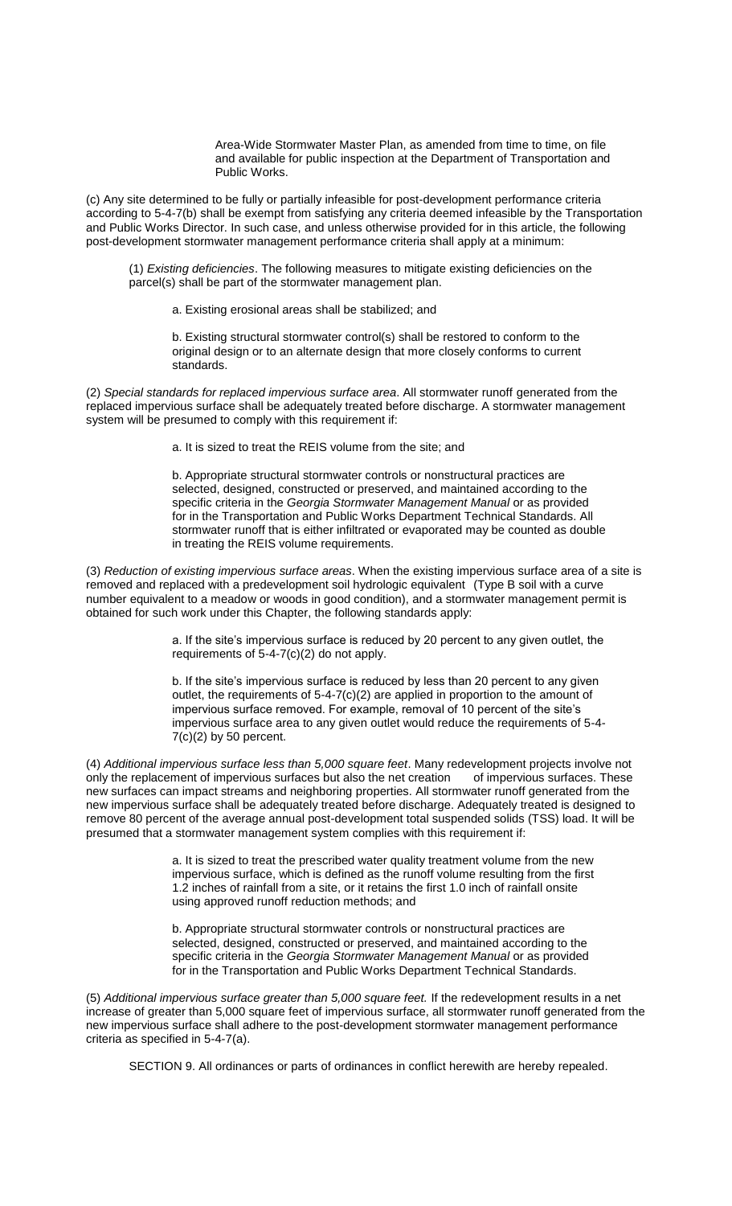Area-Wide Stormwater Master Plan, as amended from time to time, on file and available for public inspection at the Department of Transportation and Public Works.

(c) Any site determined to be fully or partially infeasible for post-development performance criteria according to 5-4-7(b) shall be exempt from satisfying any criteria deemed infeasible by the Transportation and Public Works Director. In such case, and unless otherwise provided for in this article, the following post-development stormwater management performance criteria shall apply at a minimum:

(1) *Existing deficiencies*. The following measures to mitigate existing deficiencies on the parcel(s) shall be part of the stormwater management plan.

a. Existing erosional areas shall be stabilized; and

b. Existing structural stormwater control(s) shall be restored to conform to the original design or to an alternate design that more closely conforms to current standards.

(2) *Special standards for replaced impervious surface area*. All stormwater runoff generated from the replaced impervious surface shall be adequately treated before discharge. A stormwater management system will be presumed to comply with this requirement if:

a. It is sized to treat the REIS volume from the site; and

b. Appropriate structural stormwater controls or nonstructural practices are selected, designed, constructed or preserved, and maintained according to the specific criteria in the *Georgia Stormwater Management Manual* or as provided for in the Transportation and Public Works Department Technical Standards. All stormwater runoff that is either infiltrated or evaporated may be counted as double in treating the REIS volume requirements.

(3) *Reduction of existing impervious surface areas*. When the existing impervious surface area of a site is removed and replaced with a predevelopment soil hydrologic equivalent (Type B soil with a curve number equivalent to a meadow or woods in good condition), and a stormwater management permit is obtained for such work under this Chapter, the following standards apply:

a. If the site's impervious surface is reduced by 20 percent to any given outlet, the requirements of 5-4-7(c)(2) do not apply.

b. If the site's impervious surface is reduced by less than 20 percent to any given outlet, the requirements of 5-4-7(c)(2) are applied in proportion to the amount of impervious surface removed. For example, removal of 10 percent of the site's impervious surface area to any given outlet would reduce the requirements of 5-4-7(c)(2) by 50 percent.

(4) *Additional impervious surface less than 5,000 square feet*. Many redevelopment projects involve not only the replacement of impervious surfaces but also the net creation of impervious surfaces. These new surfaces can impact streams and neighboring properties. All stormwater runoff generated from the new impervious surface shall be adequately treated before discharge. Adequately treated is designed to remove 80 percent of the average annual post-development total suspended solids (TSS) load. It will be presumed that a stormwater management system complies with this requirement if:

a. It is sized to treat the prescribed water quality treatment volume from the new impervious surface, which is defined as the runoff volume resulting from the first 1.2 inches of rainfall from a site, or it retains the first 1.0 inch of rainfall onsite using approved runoff reduction methods; and

b. Appropriate structural stormwater controls or nonstructural practices are selected, designed, constructed or preserved, and maintained according to the specific criteria in the *Georgia Stormwater Management Manual* or as provided for in the Transportation and Public Works Department Technical Standards.

(5) *Additional impervious surface greater than 5,000 square feet.* If the redevelopment results in a net increase of greater than 5,000 square feet of impervious surface, all stormwater runoff generated from the new impervious surface shall adhere to the post-development stormwater management performance criteria as specified in 5-4-7(a).

SECTION 9. All ordinances or parts of ordinances in conflict herewith are hereby repealed.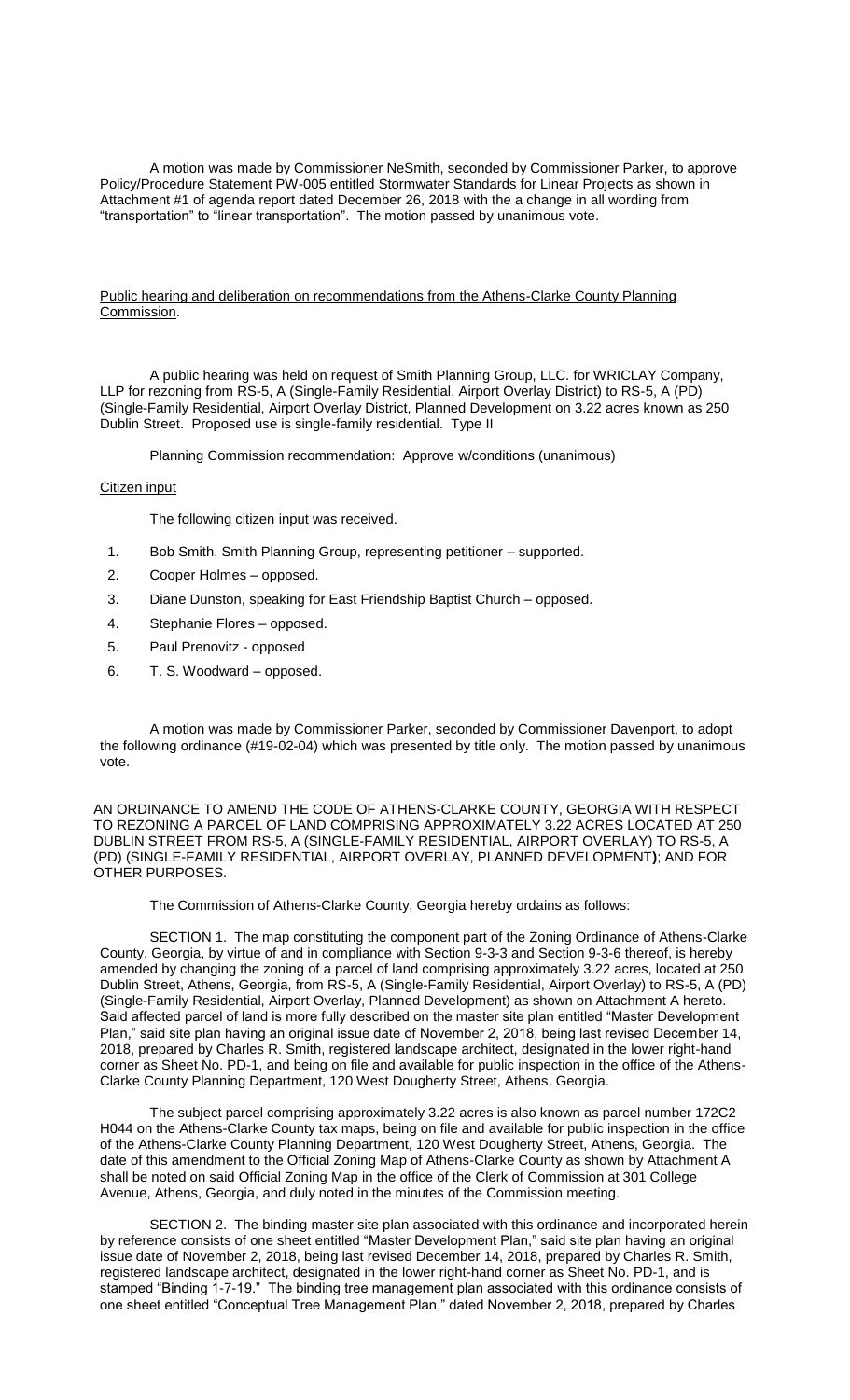A motion was made by Commissioner NeSmith, seconded by Commissioner Parker, to approve Policy/Procedure Statement PW-005 entitled Stormwater Standards for Linear Projects as shown in Attachment #1 of agenda report dated December 26, 2018 with a change in all wording from "transportation" to "linear transportation". The motion passed by unanimous vote.

Public hearing and deliberation on recommendations from the Athens-Clarke County Planning Commission.

A public hearing was held on request of Smith Planning Group, LLC. for WRICLAY Company, LLP for rezoning from RS-5, A (Single-Family Residential, Airport Overlay District) to RS-5, A (PD) (Single-Family Residential, Airport Overlay District, Planned Development on 3.22 acres known as 250 Dublin Street. Proposed use is single-family residential. Type II

Planning Commission recommendation: Approve w/conditions (unanimous)

Citizen input

The following citizen input was received.

1. Bob Smith, Smith Planning Group, representing petitioner – supported.
2. Cooper Holmes – opposed.
3. Diane Dunston, speaking for East Friendship Baptist Church – opposed.
4. Stephanie Flores – opposed.
5. Paul Prenovitz - opposed
6. T. S. Woodward – opposed.

A motion was made by Commissioner Parker, seconded by Commissioner Davenport, to adopt the following ordinance (#19-02-04) which was presented by title only. The motion passed by unanimous vote.

AN ORDINANCE TO AMEND THE CODE OF ATHENS-CLARKE COUNTY, GEORGIA WITH RESPECT TO REZONING A PARCEL OF LAND COMPRISING APPROXIMATELY 3.22 ACRES LOCATED AT 250 DUBLIN STREET FROM RS-5, A (SINGLE-FAMILY RESIDENTIAL, AIRPORT OVERLAY) TO RS-5, A (PD) (SINGLE-FAMILY RESIDENTIAL, AIRPORT OVERLAY, PLANNED DEVELOPMENT**)**; AND FOR OTHER PURPOSES.

The Commission of Athens-Clarke County, Georgia hereby ordains as follows:

SECTION 1. The map constituting the component part of the Zoning Ordinance of Athens-Clarke County, Georgia, by virtue of and in compliance with Section 9-3-3 and Section 9-3-6 thereof, is hereby amended by changing the zoning of a parcel of land comprising approximately 3.22 acres, located at 250 Dublin Street, Athens, Georgia, from RS-5, A (Single-Family Residential, Airport Overlay) to RS-5, A (PD) (Single-Family Residential, Airport Overlay, Planned Development) as shown on Attachment A hereto. Said affected parcel of land is more fully described on the master site plan entitled "Master Development Plan," said site plan having an original issue date of November 2, 2018, being last revised December 14, 2018, prepared by Charles R. Smith, registered landscape architect, designated in the lower right-hand corner as Sheet No. PD-1, and being on file and available for public inspection in the office of the Athens-Clarke County Planning Department, 120 West Dougherty Street, Athens, Georgia.

The subject parcel comprising approximately 3.22 acres is also known as parcel number 172C2 H044 on the Athens-Clarke County tax maps, being on file and available for public inspection in the office of the Athens-Clarke County Planning Department, 120 West Dougherty Street, Athens, Georgia. The date of this amendment to the Official Zoning Map of Athens-Clarke County as shown by Attachment A shall be noted on said Official Zoning Map in the office of the Clerk of Commission at 301 College Avenue, Athens, Georgia, and duly noted in the minutes of the Commission meeting.

SECTION 2. The binding master site plan associated with this ordinance and incorporated herein by reference consists of one sheet entitled "Master Development Plan," said site plan having an original issue date of November 2, 2018, being last revised December 14, 2018, prepared by Charles R. Smith, registered landscape architect, designated in the lower right-hand corner as Sheet No. PD-1, and is stamped "Binding 1-7-19." The binding tree management plan associated with this ordinance consists of one sheet entitled "Conceptual Tree Management Plan," dated November 2, 2018, prepared by Charles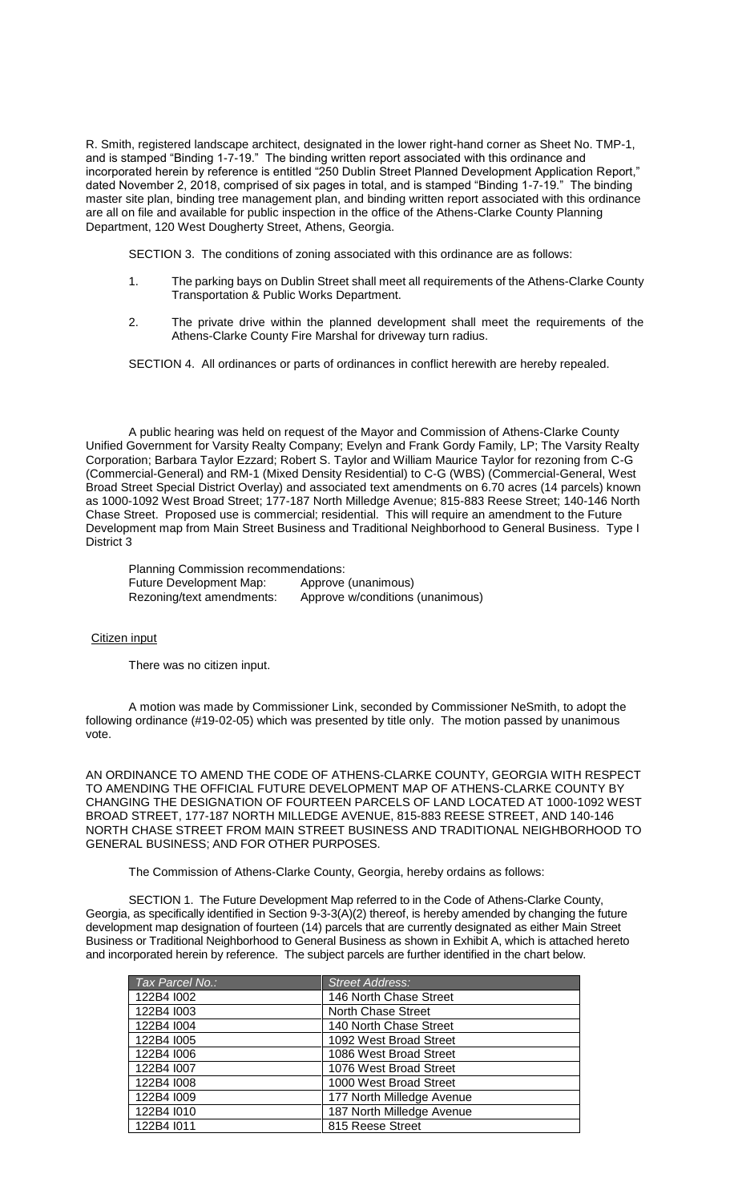R. Smith, registered landscape architect, designated in the lower right-hand corner as Sheet No. TMP-1, and is stamped "Binding 1-7-19." The binding written report associated with this ordinance and incorporated herein by reference is entitled "250 Dublin Street Planned Development Application Report," dated November 2, 2018, comprised of six pages in total, and is stamped "Binding 1-7-19." The binding master site plan, binding tree management plan, and binding written report associated with this ordinance are all on file and available for public inspection in the office of the Athens-Clarke County Planning Department, 120 West Dougherty Street, Athens, Georgia.

SECTION 3. The conditions of zoning associated with this ordinance are as follows:

1. The parking bays on Dublin Street shall meet all requirements of the Athens-Clarke County Transportation & Public Works Department.
2. The private drive within the planned development shall meet the requirements of the Athens-Clarke County Fire Marshal for driveway turn radius.

SECTION 4. All ordinances or parts of ordinances in conflict herewith are hereby repealed.

A public hearing was held on request of the Mayor and Commission of Athens-Clarke County Unified Government for Varsity Realty Company; Evelyn and Frank Gordy Family, LP; The Varsity Realty Corporation; Barbara Taylor Ezzard; Robert S. Taylor and William Maurice Taylor for rezoning from C-G (Commercial-General) and RM-1 (Mixed Density Residential) to C-G (WBS) (Commercial-General, West Broad Street Special District Overlay) and associated text amendments on 6.70 acres (14 parcels) known as 1000-1092 West Broad Street; 177-187 North Milledge Avenue; 815-883 Reese Street; 140-146 North Chase Street. Proposed use is commercial; residential. This will require an amendment to the Future Development map from Main Street Business and Traditional Neighborhood to General Business. Type I District 3

Planning Commission recommendations:
Future Development Map: Approve (unanimous)
Rezoning/text amendments: Approve w/conditions (unanimous)

Citizen input

There was no citizen input.

A motion was made by Commissioner Link, seconded by Commissioner NeSmith, to adopt the following ordinance (#19-02-05) which was presented by title only. The motion passed by unanimous vote.

AN ORDINANCE TO AMEND THE CODE OF ATHENS-CLARKE COUNTY, GEORGIA WITH RESPECT TO AMENDING THE OFFICIAL FUTURE DEVELOPMENT MAP OF ATHENS-CLARKE COUNTY BY CHANGING THE DESIGNATION OF FOURTEEN PARCELS OF LAND LOCATED AT 1000-1092 WEST BROAD STREET, 177-187 NORTH MILLEDGE AVENUE, 815-883 REESE STREET, AND 140-146 NORTH CHASE STREET FROM MAIN STREET BUSINESS AND TRADITIONAL NEIGHBORHOOD TO GENERAL BUSINESS; AND FOR OTHER PURPOSES.

The Commission of Athens-Clarke County, Georgia, hereby ordains as follows:

SECTION 1. The Future Development Map referred to in the Code of Athens-Clarke County, Georgia, as specifically identified in Section 9-3-3(A)(2) thereof, is hereby amended by changing the future development map designation of fourteen (14) parcels that are currently designated as either Main Street Business or Traditional Neighborhood to General Business as shown in Exhibit A, which is attached hereto and incorporated herein by reference. The subject parcels are further identified in the chart below.

| Tax Parcel No.: | Street Address: |
|---|---|
| 122B4 I002 | 146 North Chase Street |
| 122B4 I003 | North Chase Street |
| 122B4 I004 | 140 North Chase Street |
| 122B4 I005 | 1092 West Broad Street |
| 122B4 I006 | 1086 West Broad Street |
| 122B4 I007 | 1076 West Broad Street |
| 122B4 I008 | 1000 West Broad Street |
| 122B4 I009 | 177 North Milledge Avenue |
| 122B4 I010 | 187 North Milledge Avenue |
| 122B4 I011 | 815 Reese Street |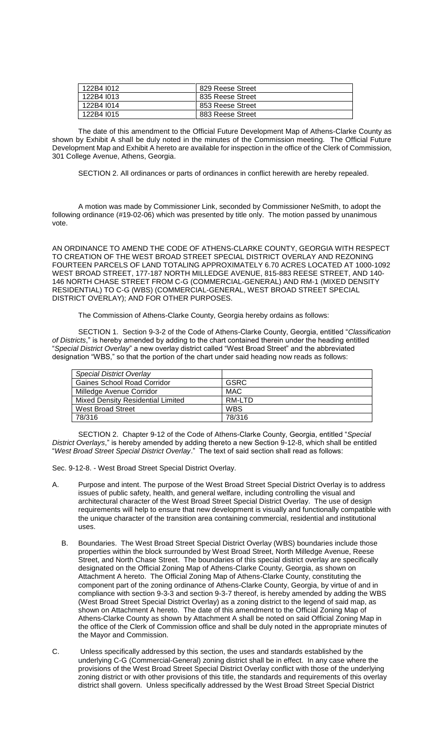| 122B4 I012 | 829 Reese Street |
|---|---|
| 122B4 I013 | 835 Reese Street |
| 122B4 I014 | 853 Reese Street |
| 122B4 I015 | 883 Reese Street |

The date of this amendment to the Official Future Development Map of Athens-Clarke County as shown by Exhibit A shall be duly noted in the minutes of the Commission meeting. The Official Future Development Map and Exhibit A hereto are available for inspection in the office of the Clerk of Commission, 301 College Avenue, Athens, Georgia.

SECTION 2. All ordinances or parts of ordinances in conflict herewith are hereby repealed.

A motion was made by Commissioner Link, seconded by Commissioner NeSmith, to adopt the following ordinance (#19-02-06) which was presented by title only. The motion passed by unanimous vote.

AN ORDINANCE TO AMEND THE CODE OF ATHENS-CLARKE COUNTY, GEORGIA WITH RESPECT TO CREATION OF THE WEST BROAD STREET SPECIAL DISTRICT OVERLAY AND REZONING FOURTEEN PARCELS OF LAND TOTALING APPROXIMATELY 6.70 ACRES LOCATED AT 1000-1092 WEST BROAD STREET, 177-187 NORTH MILLEDGE AVENUE, 815-883 REESE STREET, AND 140-146 NORTH CHASE STREET FROM C-G (COMMERCIAL-GENERAL) AND RM-1 (MIXED DENSITY RESIDENTIAL) TO C-G (WBS) (COMMERCIAL-GENERAL, WEST BROAD STREET SPECIAL DISTRICT OVERLAY); AND FOR OTHER PURPOSES.

The Commission of Athens-Clarke County, Georgia hereby ordains as follows:

SECTION 1. Section 9-3-2 of the Code of Athens-Clarke County, Georgia, entitled "*Classification of Districts*," is hereby amended by adding to the chart contained therein under the heading entitled "*Special District Overlay*" a new overlay district called "West Broad Street" and the abbreviated designation "WBS," so that the portion of the chart under said heading now reads as follows:

| *Special District Overlay* | |
|---|---|
| Gaines School Road Corridor | GSRC |
| Milledge Avenue Corridor | MAC |
| Mixed Density Residential Limited | RM-LTD |
| West Broad Street | WBS |
| 78/316 | 78/316 |

SECTION 2. Chapter 9-12 of the Code of Athens-Clarke County, Georgia, entitled "*Special District Overlays*," is hereby amended by adding thereto a new Section 9-12-8, which shall be entitled "*West Broad Street Special District Overlay*." The text of said section shall read as follows:

Sec. 9-12-8. - West Broad Street Special District Overlay.

A. Purpose and intent. The purpose of the West Broad Street Special District Overlay is to address issues of public safety, health, and general welfare, including controlling the visual and architectural character of the West Broad Street Special District Overlay. The use of design requirements will help to ensure that new development is visually and functionally compatible with the unique character of the transition area containing commercial, residential and institutional uses.

B. Boundaries. The West Broad Street Special District Overlay (WBS) boundaries include those properties within the block surrounded by West Broad Street, North Milledge Avenue, Reese Street, and North Chase Street. The boundaries of this special district overlay are specifically designated on the Official Zoning Map of Athens-Clarke County, Georgia, as shown on Attachment A hereto. The Official Zoning Map of Athens-Clarke County, constituting the component part of the zoning ordinance of Athens-Clarke County, Georgia, by virtue of and in compliance with section 9-3-3 and section 9-3-7 thereof, is hereby amended by adding the WBS (West Broad Street Special District Overlay) as a zoning district to the legend of said map, as shown on Attachment A hereto. The date of this amendment to the Official Zoning Map of Athens-Clarke County as shown by Attachment A shall be noted on said Official Zoning Map in the office of the Clerk of Commission office and shall be duly noted in the appropriate minutes of the Mayor and Commission.

C. Unless specifically addressed by this section, the uses and standards established by the underlying C-G (Commercial-General) zoning district shall be in effect. In any case where the provisions of the West Broad Street Special District Overlay conflict with those of the underlying zoning district or with other provisions of this title, the standards and requirements of this overlay district shall govern. Unless specifically addressed by the West Broad Street Special District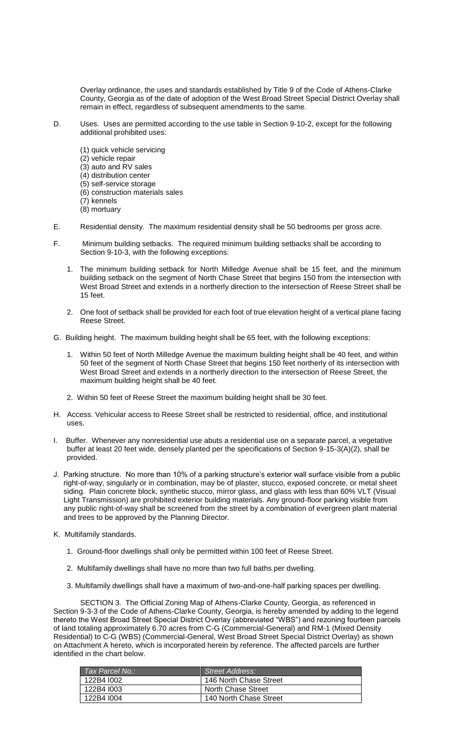Overlay ordinance, the uses and standards established by Title 9 of the Code of Athens-Clarke County, Georgia as of the date of adoption of the West Broad Street Special District Overlay shall remain in effect, regardless of subsequent amendments to the same.

D. Uses. Uses are permitted according to the use table in Section 9-10-2, except for the following additional prohibited uses:

(1) quick vehicle servicing
(2) vehicle repair
(3) auto and RV sales
(4) distribution center
(5) self-service storage
(6) construction materials sales
(7) kennels
(8) mortuary

E. Residential density. The maximum residential density shall be 50 bedrooms per gross acre.

F. Minimum building setbacks. The required minimum building setbacks shall be according to Section 9-10-3, with the following exceptions:

1. The minimum building setback for North Milledge Avenue shall be 15 feet, and the minimum building setback on the segment of North Chase Street that begins 150 from the intersection with West Broad Street and extends in a northerly direction to the intersection of Reese Street shall be 15 feet.

2. One foot of setback shall be provided for each foot of true elevation height of a vertical plane facing Reese Street.

G. Building height. The maximum building height shall be 65 feet, with the following exceptions:

1. Within 50 feet of North Milledge Avenue the maximum building height shall be 40 feet, and within 50 feet of the segment of North Chase Street that begins 150 feet northerly of its intersection with West Broad Street and extends in a northerly direction to the intersection of Reese Street, the maximum building height shall be 40 feet.

2. Within 50 feet of Reese Street the maximum building height shall be 30 feet.

H. Access. Vehicular access to Reese Street shall be restricted to residential, office, and institutional uses.

I. Buffer. Whenever any nonresidential use abuts a residential use on a separate parcel, a vegetative buffer at least 20 feet wide, densely planted per the specifications of Section 9-15-3(A)(2), shall be provided.

J. Parking structure. No more than 10% of a parking structure's exterior wall surface visible from a public right-of-way, singularly or in combination, may be of plaster, stucco, exposed concrete, or metal sheet siding. Plain concrete block, synthetic stucco, mirror glass, and glass with less than 60% VLT (Visual Light Transmission) are prohibited exterior building materials. Any ground-floor parking visible from any public right-of-way shall be screened from the street by a combination of evergreen plant material and trees to be approved by the Planning Director.

K. Multifamily standards.

1. Ground-floor dwellings shall only be permitted within 100 feet of Reese Street.

2. Multifamily dwellings shall have no more than two full baths per dwelling.

3. Multifamily dwellings shall have a maximum of two-and-one-half parking spaces per dwelling.

SECTION 3. The Official Zoning Map of Athens-Clarke County, Georgia, as referenced in Section 9-3-3 of the Code of Athens-Clarke County, Georgia, is hereby amended by adding to the legend thereto the West Broad Street Special District Overlay (abbreviated "WBS") and rezoning fourteen parcels of land totaling approximately 6.70 acres from C-G (Commercial-General) and RM-1 (Mixed Density Residential) to C-G (WBS) (Commercial-General, West Broad Street Special District Overlay) as shown on Attachment A hereto, which is incorporated herein by reference. The affected parcels are further identified in the chart below.

| Tax Parcel No.: | Street Address: |
|---|---|
| 122B4 I002 | 146 North Chase Street |
| 122B4 I003 | North Chase Street |
| 122B4 I004 | 140 North Chase Street |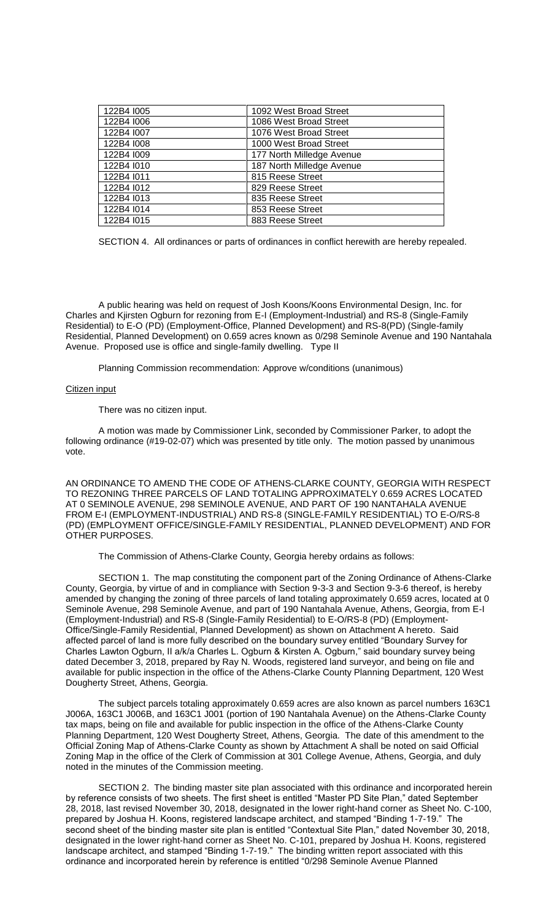| 122B4 I005 | 1092 West Broad Street |
|---|---|
| 122B4 I006 | 1086 West Broad Street |
| 122B4 I007 | 1076 West Broad Street |
| 122B4 I008 | 1000 West Broad Street |
| 122B4 I009 | 177 North Milledge Avenue |
| 122B4 I010 | 187 North Milledge Avenue |
| 122B4 I011 | 815 Reese Street |
| 122B4 I012 | 829 Reese Street |
| 122B4 I013 | 835 Reese Street |
| 122B4 I014 | 853 Reese Street |
| 122B4 I015 | 883 Reese Street |

SECTION 4. All ordinances or parts of ordinances in conflict herewith are hereby repealed.

A public hearing was held on request of Josh Koons/Koons Environmental Design, Inc. for Charles and Kjirsten Ogburn for rezoning from E-I (Employment-Industrial) and RS-8 (Single-Family Residential) to E-O (PD) (Employment-Office, Planned Development) and RS-8(PD) (Single-family Residential, Planned Development) on 0.659 acres known as 0/298 Seminole Avenue and 190 Nantahala Avenue. Proposed use is office and single-family dwelling. Type II

Planning Commission recommendation: Approve w/conditions (unanimous)

Citizen input

There was no citizen input.

A motion was made by Commissioner Link, seconded by Commissioner Parker, to adopt the following ordinance (#19-02-07) which was presented by title only. The motion passed by unanimous vote.

AN ORDINANCE TO AMEND THE CODE OF ATHENS-CLARKE COUNTY, GEORGIA WITH RESPECT TO REZONING THREE PARCELS OF LAND TOTALING APPROXIMATELY 0.659 ACRES LOCATED AT 0 SEMINOLE AVENUE, 298 SEMINOLE AVENUE, AND PART OF 190 NANTAHALA AVENUE FROM E-I (EMPLOYMENT-INDUSTRIAL) AND RS-8 (SINGLE-FAMILY RESIDENTIAL) TO E-O/RS-8 (PD) (EMPLOYMENT OFFICE/SINGLE-FAMILY RESIDENTIAL, PLANNED DEVELOPMENT) AND FOR OTHER PURPOSES.

The Commission of Athens-Clarke County, Georgia hereby ordains as follows:

SECTION 1. The map constituting the component part of the Zoning Ordinance of Athens-Clarke County, Georgia, by virtue of and in compliance with Section 9-3-3 and Section 9-3-6 thereof, is hereby amended by changing the zoning of three parcels of land totaling approximately 0.659 acres, located at 0 Seminole Avenue, 298 Seminole Avenue, and part of 190 Nantahala Avenue, Athens, Georgia, from E-I (Employment-Industrial) and RS-8 (Single-Family Residential) to E-O/RS-8 (PD) (Employment-Office/Single-Family Residential, Planned Development) as shown on Attachment A hereto. Said affected parcel of land is more fully described on the boundary survey entitled "Boundary Survey for Charles Lawton Ogburn, II a/k/a Charles L. Ogburn & Kirsten A. Ogburn," said boundary survey being dated December 3, 2018, prepared by Ray N. Woods, registered land surveyor, and being on file and available for public inspection in the office of the Athens-Clarke County Planning Department, 120 West Dougherty Street, Athens, Georgia.

The subject parcels totaling approximately 0.659 acres are also known as parcel numbers 163C1 J006A, 163C1 J006B, and 163C1 J001 (portion of 190 Nantahala Avenue) on the Athens-Clarke County tax maps, being on file and available for public inspection in the office of the Athens-Clarke County Planning Department, 120 West Dougherty Street, Athens, Georgia. The date of this amendment to the Official Zoning Map of Athens-Clarke County as shown by Attachment A shall be noted on said Official Zoning Map in the office of the Clerk of Commission at 301 College Avenue, Athens, Georgia, and duly noted in the minutes of the Commission meeting.

SECTION 2. The binding master site plan associated with this ordinance and incorporated herein by reference consists of two sheets. The first sheet is entitled "Master PD Site Plan," dated September 28, 2018, last revised November 30, 2018, designated in the lower right-hand corner as Sheet No. C-100, prepared by Joshua H. Koons, registered landscape architect, and stamped "Binding 1-7-19." The second sheet of the binding master site plan is entitled "Contextual Site Plan," dated November 30, 2018, designated in the lower right-hand corner as Sheet No. C-101, prepared by Joshua H. Koons, registered landscape architect, and stamped "Binding 1-7-19." The binding written report associated with this ordinance and incorporated herein by reference is entitled "0/298 Seminole Avenue Planned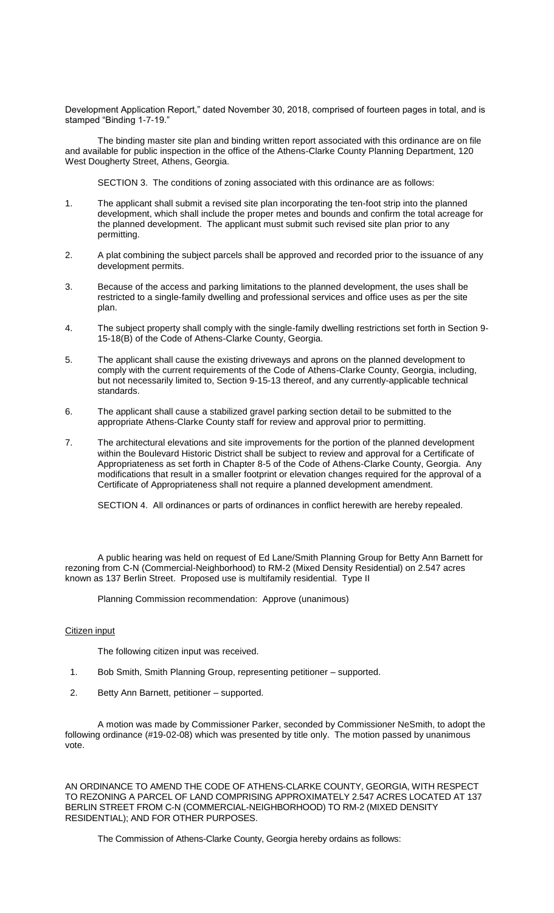Development Application Report," dated November 30, 2018, comprised of fourteen pages in total, and is stamped "Binding 1-7-19."

The binding master site plan and binding written report associated with this ordinance are on file and available for public inspection in the office of the Athens-Clarke County Planning Department, 120 West Dougherty Street, Athens, Georgia.

SECTION 3. The conditions of zoning associated with this ordinance are as follows:

1. The applicant shall submit a revised site plan incorporating the ten-foot strip into the planned development, which shall include the proper metes and bounds and confirm the total acreage for the planned development. The applicant must submit such revised site plan prior to any permitting.

2. A plat combining the subject parcels shall be approved and recorded prior to the issuance of any development permits.

3. Because of the access and parking limitations to the planned development, the uses shall be restricted to a single-family dwelling and professional services and office uses as per the site plan.

4. The subject property shall comply with the single-family dwelling restrictions set forth in Section 9-15-18(B) of the Code of Athens-Clarke County, Georgia.

5. The applicant shall cause the existing driveways and aprons on the planned development to comply with the current requirements of the Code of Athens-Clarke County, Georgia, including, but not necessarily limited to, Section 9-15-13 thereof, and any currently-applicable technical standards.

6. The applicant shall cause a stabilized gravel parking section detail to be submitted to the appropriate Athens-Clarke County staff for review and approval prior to permitting.

7. The architectural elevations and site improvements for the portion of the planned development within the Boulevard Historic District shall be subject to review and approval for a Certificate of Appropriateness as set forth in Chapter 8-5 of the Code of Athens-Clarke County, Georgia. Any modifications that result in a smaller footprint or elevation changes required for the approval of a Certificate of Appropriateness shall not require a planned development amendment.

SECTION 4. All ordinances or parts of ordinances in conflict herewith are hereby repealed.

A public hearing was held on request of Ed Lane/Smith Planning Group for Betty Ann Barnett for rezoning from C-N (Commercial-Neighborhood) to RM-2 (Mixed Density Residential) on 2.547 acres known as 137 Berlin Street. Proposed use is multifamily residential. Type II

Planning Commission recommendation: Approve (unanimous)

Citizen input

The following citizen input was received.

1. Bob Smith, Smith Planning Group, representing petitioner – supported.

2. Betty Ann Barnett, petitioner – supported.

A motion was made by Commissioner Parker, seconded by Commissioner NeSmith, to adopt the following ordinance (#19-02-08) which was presented by title only. The motion passed by unanimous vote.

AN ORDINANCE TO AMEND THE CODE OF ATHENS-CLARKE COUNTY, GEORGIA, WITH RESPECT TO REZONING A PARCEL OF LAND COMPRISING APPROXIMATELY 2.547 ACRES LOCATED AT 137 BERLIN STREET FROM C-N (COMMERCIAL-NEIGHBORHOOD) TO RM-2 (MIXED DENSITY RESIDENTIAL); AND FOR OTHER PURPOSES.

The Commission of Athens-Clarke County, Georgia hereby ordains as follows: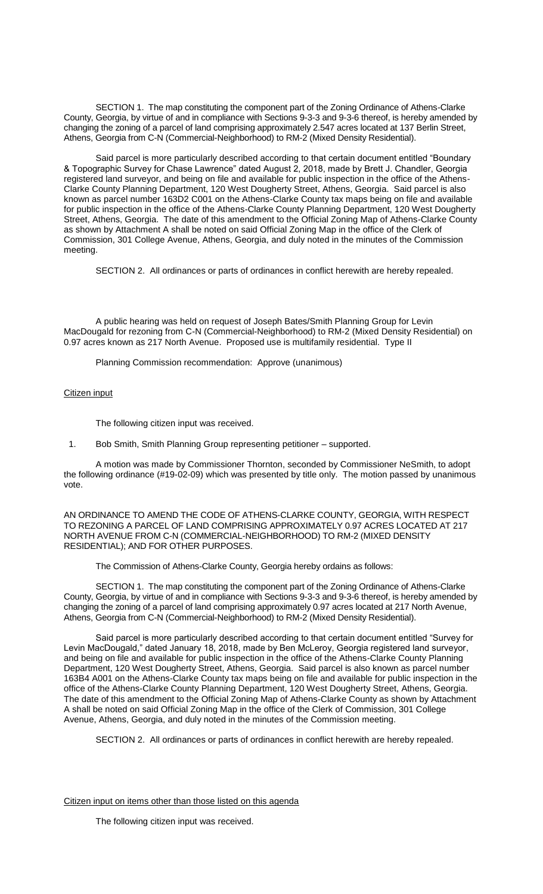SECTION 1. The map constituting the component part of the Zoning Ordinance of Athens-Clarke County, Georgia, by virtue of and in compliance with Sections 9-3-3 and 9-3-6 thereof, is hereby amended by changing the zoning of a parcel of land comprising approximately 2.547 acres located at 137 Berlin Street, Athens, Georgia from C-N (Commercial-Neighborhood) to RM-2 (Mixed Density Residential).

Said parcel is more particularly described according to that certain document entitled "Boundary & Topographic Survey for Chase Lawrence" dated August 2, 2018, made by Brett J. Chandler, Georgia registered land surveyor, and being on file and available for public inspection in the office of the Athens-Clarke County Planning Department, 120 West Dougherty Street, Athens, Georgia. Said parcel is also known as parcel number 163D2 C001 on the Athens-Clarke County tax maps being on file and available for public inspection in the office of the Athens-Clarke County Planning Department, 120 West Dougherty Street, Athens, Georgia. The date of this amendment to the Official Zoning Map of Athens-Clarke County as shown by Attachment A shall be noted on said Official Zoning Map in the office of the Clerk of Commission, 301 College Avenue, Athens, Georgia, and duly noted in the minutes of the Commission meeting.

SECTION 2. All ordinances or parts of ordinances in conflict herewith are hereby repealed.

A public hearing was held on request of Joseph Bates/Smith Planning Group for Levin MacDougald for rezoning from C-N (Commercial-Neighborhood) to RM-2 (Mixed Density Residential) on 0.97 acres known as 217 North Avenue. Proposed use is multifamily residential. Type II

Planning Commission recommendation: Approve (unanimous)

Citizen input

The following citizen input was received.

1. Bob Smith, Smith Planning Group representing petitioner – supported.

A motion was made by Commissioner Thornton, seconded by Commissioner NeSmith, to adopt the following ordinance (#19-02-09) which was presented by title only. The motion passed by unanimous vote.

AN ORDINANCE TO AMEND THE CODE OF ATHENS-CLARKE COUNTY, GEORGIA, WITH RESPECT TO REZONING A PARCEL OF LAND COMPRISING APPROXIMATELY 0.97 ACRES LOCATED AT 217 NORTH AVENUE FROM C-N (COMMERCIAL-NEIGHBORHOOD) TO RM-2 (MIXED DENSITY RESIDENTIAL); AND FOR OTHER PURPOSES.

The Commission of Athens-Clarke County, Georgia hereby ordains as follows:

SECTION 1. The map constituting the component part of the Zoning Ordinance of Athens-Clarke County, Georgia, by virtue of and in compliance with Sections 9-3-3 and 9-3-6 thereof, is hereby amended by changing the zoning of a parcel of land comprising approximately 0.97 acres located at 217 North Avenue, Athens, Georgia from C-N (Commercial-Neighborhood) to RM-2 (Mixed Density Residential).

Said parcel is more particularly described according to that certain document entitled "Survey for Levin MacDougald," dated January 18, 2018, made by Ben McLeroy, Georgia registered land surveyor, and being on file and available for public inspection in the office of the Athens-Clarke County Planning Department, 120 West Dougherty Street, Athens, Georgia. Said parcel is also known as parcel number 163B4 A001 on the Athens-Clarke County tax maps being on file and available for public inspection in the office of the Athens-Clarke County Planning Department, 120 West Dougherty Street, Athens, Georgia. The date of this amendment to the Official Zoning Map of Athens-Clarke County as shown by Attachment A shall be noted on said Official Zoning Map in the office of the Clerk of Commission, 301 College Avenue, Athens, Georgia, and duly noted in the minutes of the Commission meeting.

SECTION 2. All ordinances or parts of ordinances in conflict herewith are hereby repealed.

Citizen input on items other than those listed on this agenda

The following citizen input was received.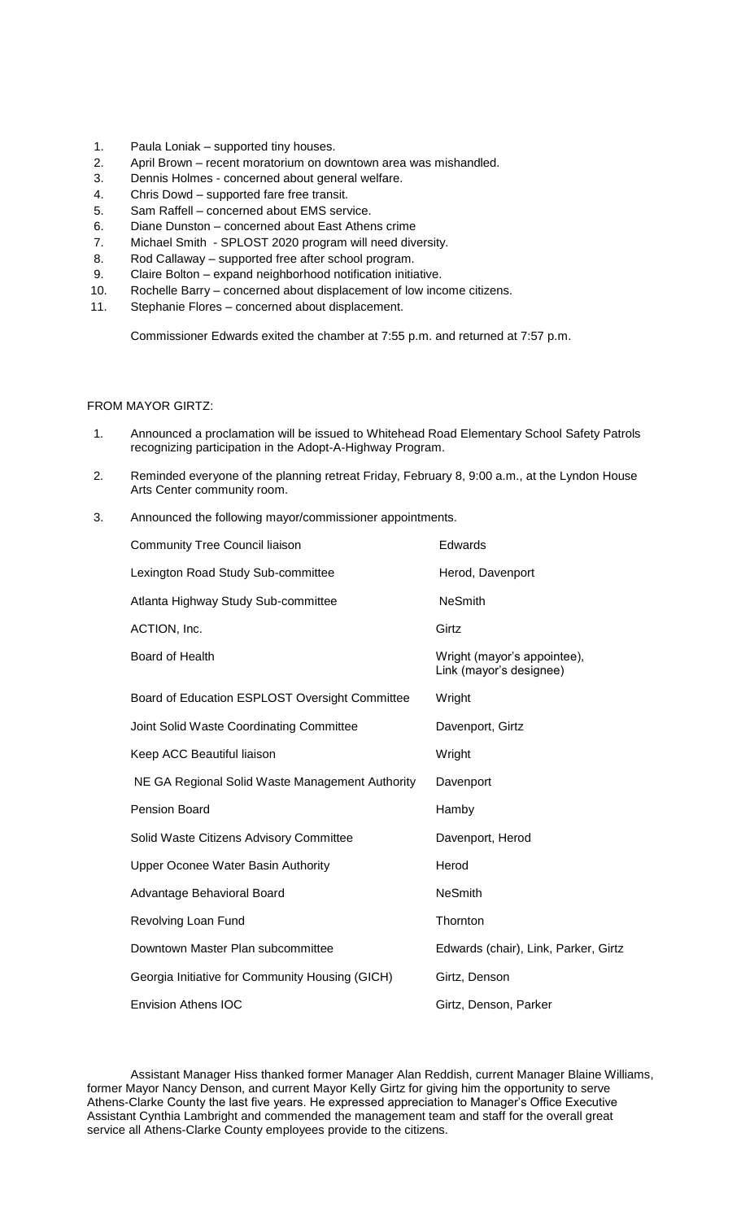1. Paula Loniak – supported tiny houses.
2. April Brown – recent moratorium on downtown area was mishandled.
3. Dennis Holmes - concerned about general welfare.
4. Chris Dowd – supported fare free transit.
5. Sam Raffell – concerned about EMS service.
6. Diane Dunston – concerned about East Athens crime
7. Michael Smith - SPLOST 2020 program will need diversity.
8. Rod Callaway – supported free after school program.
9. Claire Bolton – expand neighborhood notification initiative.
10. Rochelle Barry – concerned about displacement of low income citizens.
11. Stephanie Flores – concerned about displacement.

Commissioner Edwards exited the chamber at 7:55 p.m. and returned at 7:57 p.m.

FROM MAYOR GIRTZ:

1. Announced a proclamation will be issued to Whitehead Road Elementary School Safety Patrols recognizing participation in the Adopt-A-Highway Program.
2. Reminded everyone of the planning retreat Friday, February 8, 9:00 a.m., at the Lyndon House Arts Center community room.
3. Announced the following mayor/commissioner appointments.

| | |
|---|---|
| Community Tree Council liaison | Edwards |
| Lexington Road Study Sub-committee | Herod, Davenport |
| Atlanta Highway Study Sub-committee | NeSmith |
| ACTION, Inc. | Girtz |
| Board of Health | Wright (mayor's appointee), Link (mayor's designee) |
| Board of Education ESPLOST Oversight Committee | Wright |
| Joint Solid Waste Coordinating Committee | Davenport, Girtz |
| Keep ACC Beautiful liaison | Wright |
| NE GA Regional Solid Waste Management Authority | Davenport |
| Pension Board | Hamby |
| Solid Waste Citizens Advisory Committee | Davenport, Herod |
| Upper Oconee Water Basin Authority | Herod |
| Advantage Behavioral Board | NeSmith |
| Revolving Loan Fund | Thornton |
| Downtown Master Plan subcommittee | Edwards (chair), Link, Parker, Girtz |
| Georgia Initiative for Community Housing (GICH) | Girtz, Denson |
| Envision Athens IOC | Girtz, Denson, Parker |

Assistant Manager Hiss thanked former Manager Alan Reddish, current Manager Blaine Williams, former Mayor Nancy Denson, and current Mayor Kelly Girtz for giving him the opportunity to serve Athens-Clarke County the last five years. He expressed appreciation to Manager's Office Executive Assistant Cynthia Lambright and commended the management team and staff for the overall great service all Athens-Clarke County employees provide to the citizens.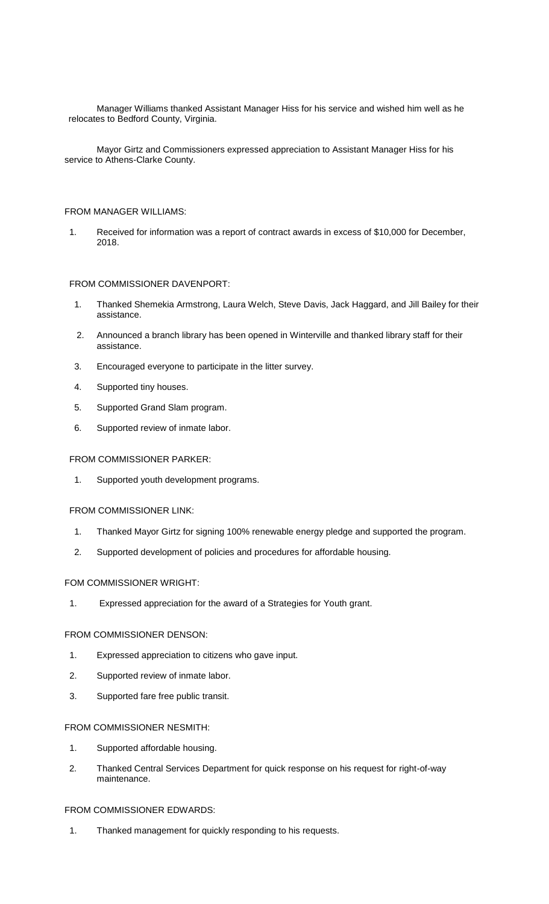Manager Williams thanked Assistant Manager Hiss for his service and wished him well as he relocates to Bedford County, Virginia.

Mayor Girtz and Commissioners expressed appreciation to Assistant Manager Hiss for his service to Athens-Clarke County.

FROM MANAGER WILLIAMS:

1. Received for information was a report of contract awards in excess of $10,000 for December, 2018.

FROM COMMISSIONER DAVENPORT:

1. Thanked Shemekia Armstrong, Laura Welch, Steve Davis, Jack Haggard, and Jill Bailey for their assistance.
2. Announced a branch library has been opened in Winterville and thanked library staff for their assistance.
3. Encouraged everyone to participate in the litter survey.
4. Supported tiny houses.
5. Supported Grand Slam program.
6. Supported review of inmate labor.

FROM COMMISSIONER PARKER:

1. Supported youth development programs.

FROM COMMISSIONER LINK:

1. Thanked Mayor Girtz for signing 100% renewable energy pledge and supported the program.
2. Supported development of policies and procedures for affordable housing.

FOM COMMISSIONER WRIGHT:

1. Expressed appreciation for the award of a Strategies for Youth grant.

FROM COMMISSIONER DENSON:

1. Expressed appreciation to citizens who gave input.
2. Supported review of inmate labor.
3. Supported fare free public transit.

FROM COMMISSIONER NESMITH:

1. Supported affordable housing.
2. Thanked Central Services Department for quick response on his request for right-of-way maintenance.

FROM COMMISSIONER EDWARDS:

1. Thanked management for quickly responding to his requests.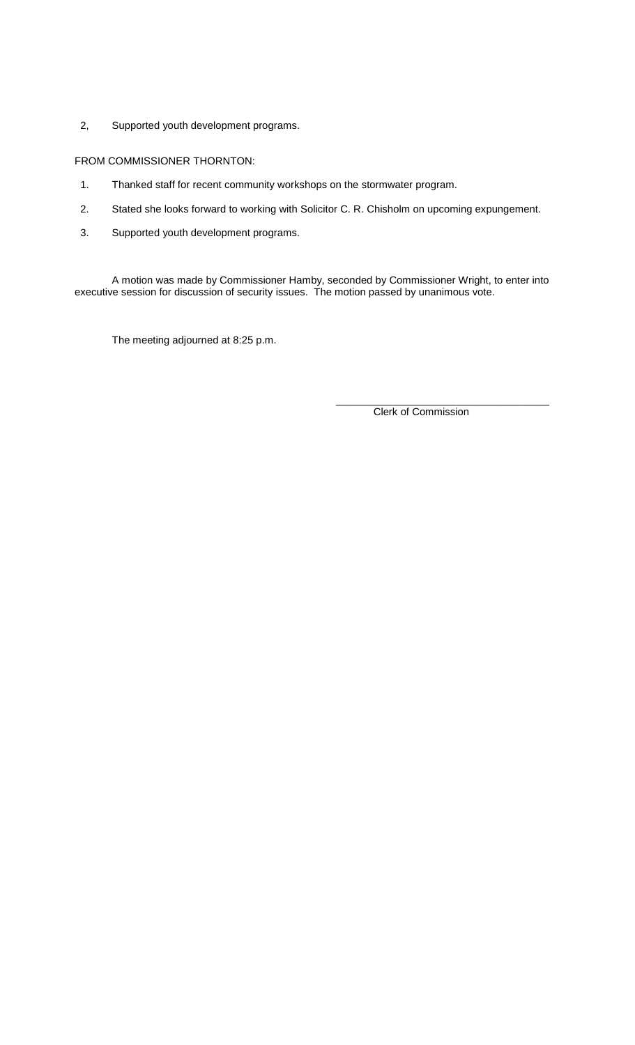2, Supported youth development programs.

FROM COMMISSIONER THORNTON:

1. Thanked staff for recent community workshops on the stormwater program.
2. Stated she looks forward to working with Solicitor C. R. Chisholm on upcoming expungement.
3. Supported youth development programs.

A motion was made by Commissioner Hamby, seconded by Commissioner Wright, to enter into executive session for discussion of security issues. The motion passed by unanimous vote.

The meeting adjourned at 8:25 p.m.

\_\_\_\_\_\_\_\_\_\_\_\_\_\_\_\_\_\_\_\_\_\_\_\_\_\_\_\_\_\_\_\_

Clerk of Commission